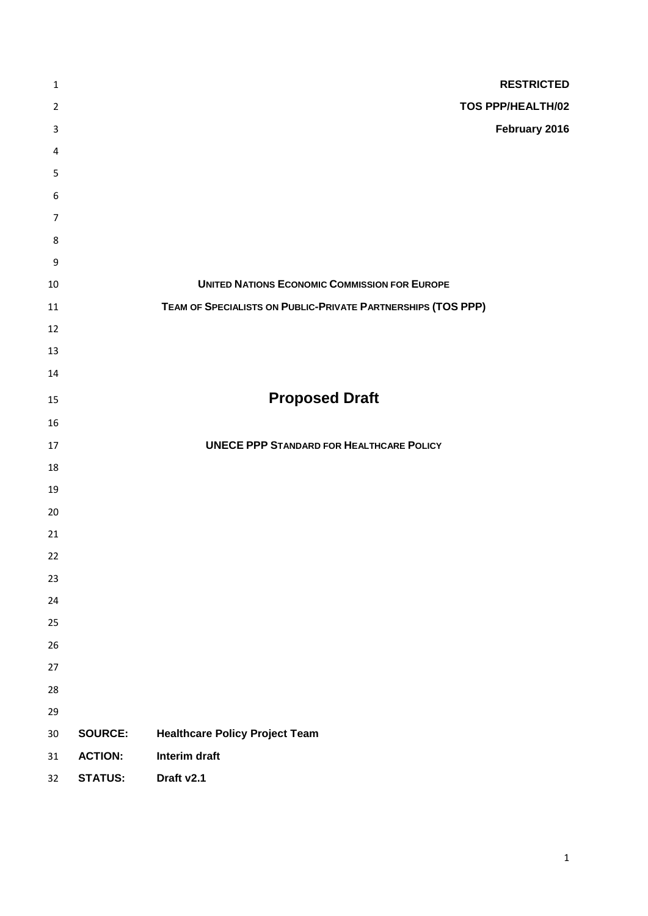**RESTRICTED**

**TOS PPP/HEALTH/02**

**February 2016**

**UNITED NATIONS ECONOMIC COMMISSION FOR EUROPE**

**TEAM OF SPECIALISTS ON PUBLIC-PRIVATE PARTNERSHIPS (TOS PPP)**

# Proposed Draft

**UNECE PPP STANDARD FOR HEALTHCARE POLICY**

**SOURCE:** **Healthcare Policy Project Team**

**ACTION:** **Interim draft**

**STATUS:** **Draft v2.1**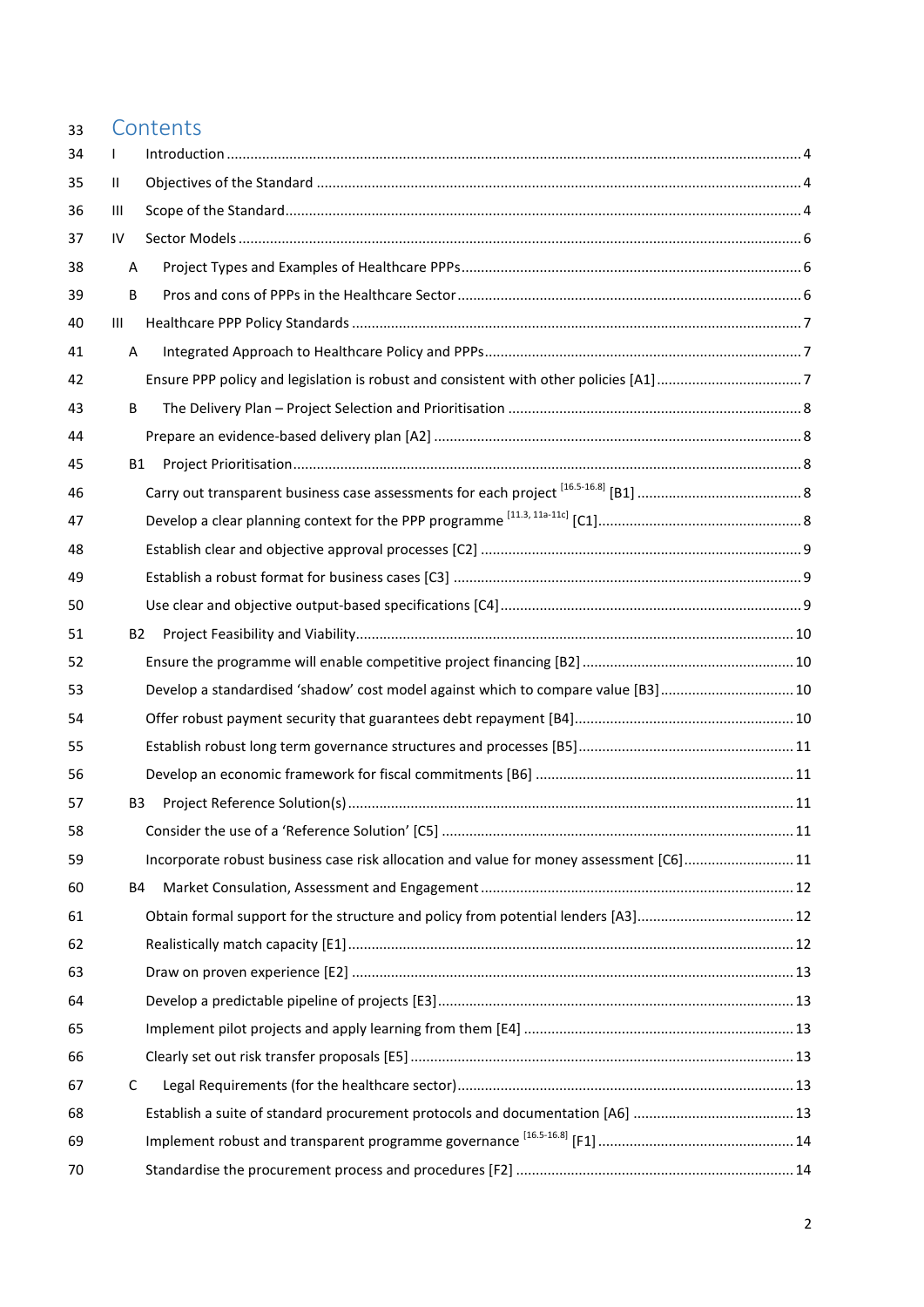# Contents

I Introduction ... 4

II Objectives of the Standard ... 4

III Scope of the Standard ... 4

IV Sector Models ... 6

- A Project Types and Examples of Healthcare PPPs ... 6
- B Pros and cons of PPPs in the Healthcare Sector ... 6

III Healthcare PPP Policy Standards ... 7

- A Integrated Approach to Healthcare Policy and PPPs ... 7
  - Ensure PPP policy and legislation is robust and consistent with other policies [A1] ... 7
- B The Delivery Plan – Project Selection and Prioritisation ... 8
  - Prepare an evidence-based delivery plan [A2] ... 8
- B1 Project Prioritisation ... 8
  - Carry out transparent business case assessments for each project [16.5-16.8] [B1] ... 8
  - Develop a clear planning context for the PPP programme [11.3, 11a-11c] [C1] ... 8
  - Establish clear and objective approval processes [C2] ... 9
  - Establish a robust format for business cases [C3] ... 9
  - Use clear and objective output-based specifications [C4] ... 9
- B2 Project Feasibility and Viability ... 10
  - Ensure the programme will enable competitive project financing [B2] ... 10
  - Develop a standardised 'shadow' cost model against which to compare value [B3] ... 10
  - Offer robust payment security that guarantees debt repayment [B4] ... 10
  - Establish robust long term governance structures and processes [B5] ... 11
  - Develop an economic framework for fiscal commitments [B6] ... 11
- B3 Project Reference Solution(s) ... 11
  - Consider the use of a 'Reference Solution' [C5] ... 11
  - Incorporate robust business case risk allocation and value for money assessment [C6] ... 11
- B4 Market Consulation, Assessment and Engagement ... 12
  - Obtain formal support for the structure and policy from potential lenders [A3] ... 12
  - Realistically match capacity [E1] ... 12
  - Draw on proven experience [E2] ... 13
  - Develop a predictable pipeline of projects [E3] ... 13
  - Implement pilot projects and apply learning from them [E4] ... 13
  - Clearly set out risk transfer proposals [E5] ... 13
- C Legal Requirements (for the healthcare sector) ... 13
  - Establish a suite of standard procurement protocols and documentation [A6] ... 13
  - Implement robust and transparent programme governance [16.5-16.8] [F1] ... 14
  - Standardise the procurement process and procedures [F2] ... 14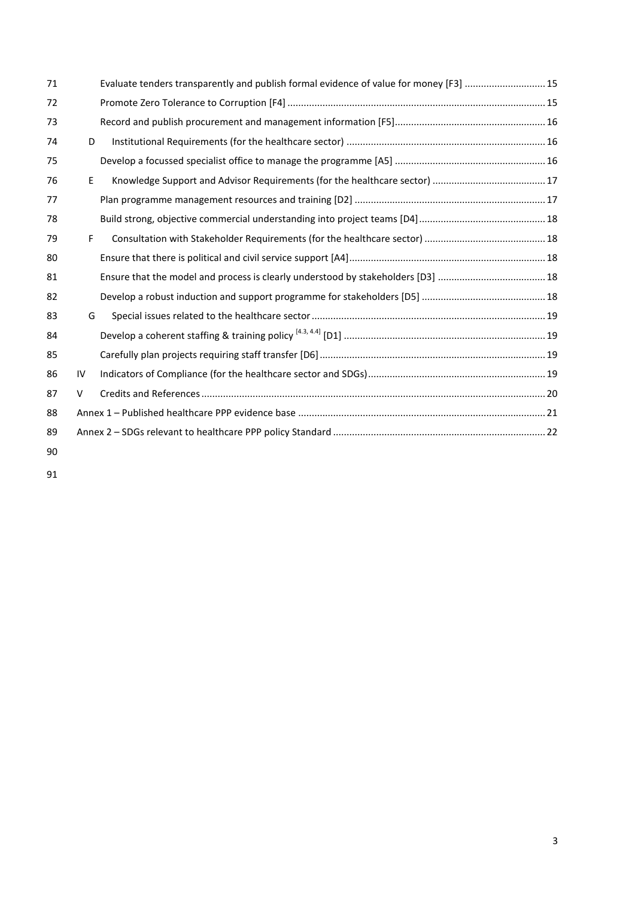Evaluate tenders transparently and publish formal evidence of value for money [F3] ..... 15

Promote Zero Tolerance to Corruption [F4] ..... 15

Record and publish procurement and management information [F5] ..... 16

D Institutional Requirements (for the healthcare sector) ..... 16

Develop a focussed specialist office to manage the programme [A5] ..... 16

E Knowledge Support and Advisor Requirements (for the healthcare sector) ..... 17

Plan programme management resources and training [D2] ..... 17

Build strong, objective commercial understanding into project teams [D4] ..... 18

F Consultation with Stakeholder Requirements (for the healthcare sector) ..... 18

Ensure that there is political and civil service support [A4] ..... 18

Ensure that the model and process is clearly understood by stakeholders [D3] ..... 18

Develop a robust induction and support programme for stakeholders [D5] ..... 18

G Special issues related to the healthcare sector ..... 19

Develop a coherent staffing & training policy [4.3, 4.4] [D1] ..... 19

Carefully plan projects requiring staff transfer [D6] ..... 19

IV Indicators of Compliance (for the healthcare sector and SDGs) ..... 19

V Credits and References ..... 20

Annex 1 – Published healthcare PPP evidence base ..... 21

Annex 2 – SDGs relevant to healthcare PPP policy Standard ..... 22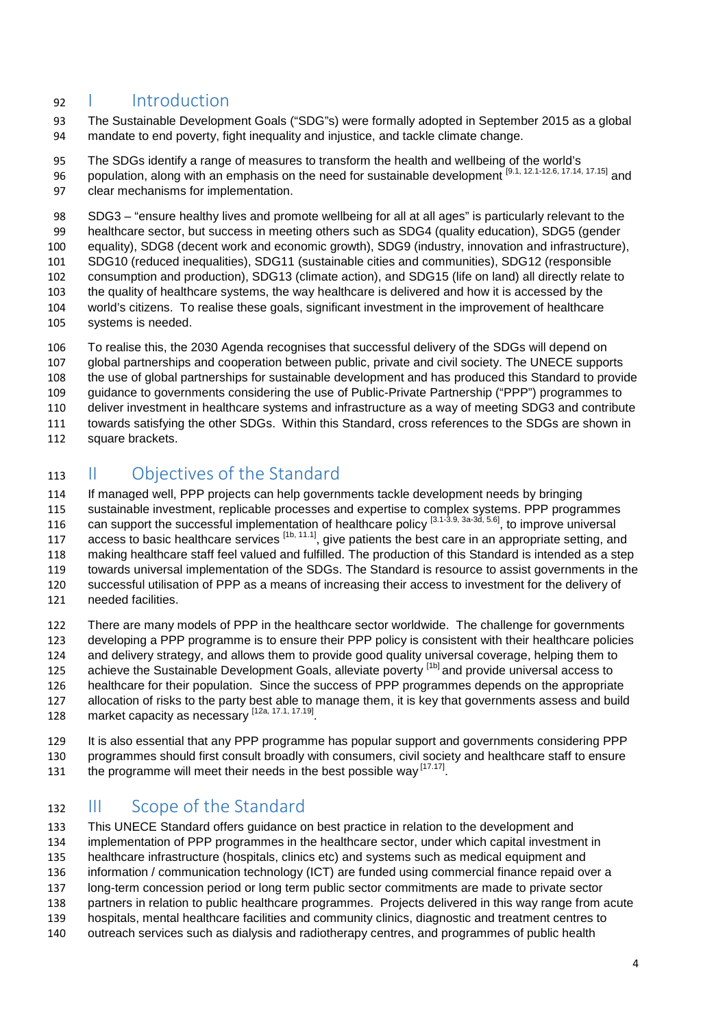# I Introduction

The Sustainable Development Goals ("SDG"s) were formally adopted in September 2015 as a global mandate to end poverty, fight inequality and injustice, and tackle climate change.

The SDGs identify a range of measures to transform the health and wellbeing of the world's population, along with an emphasis on the need for sustainable development [9.1, 12.1-12.6, 17.14, 17.15] and clear mechanisms for implementation.

SDG3 – "ensure healthy lives and promote wellbeing for all at all ages" is particularly relevant to the healthcare sector, but success in meeting others such as SDG4 (quality education), SDG5 (gender equality), SDG8 (decent work and economic growth), SDG9 (industry, innovation and infrastructure), SDG10 (reduced inequalities), SDG11 (sustainable cities and communities), SDG12 (responsible consumption and production), SDG13 (climate action), and SDG15 (life on land) all directly relate to the quality of healthcare systems, the way healthcare is delivered and how it is accessed by the world's citizens. To realise these goals, significant investment in the improvement of healthcare systems is needed.

To realise this, the 2030 Agenda recognises that successful delivery of the SDGs will depend on global partnerships and cooperation between public, private and civil society. The UNECE supports the use of global partnerships for sustainable development and has produced this Standard to provide guidance to governments considering the use of Public-Private Partnership ("PPP") programmes to deliver investment in healthcare systems and infrastructure as a way of meeting SDG3 and contribute towards satisfying the other SDGs. Within this Standard, cross references to the SDGs are shown in square brackets.

# II Objectives of the Standard

If managed well, PPP projects can help governments tackle development needs by bringing sustainable investment, replicable processes and expertise to complex systems. PPP programmes can support the successful implementation of healthcare policy [3.1-3.9, 3a-3d, 5.6], to improve universal access to basic healthcare services [1b, 11.1], give patients the best care in an appropriate setting, and making healthcare staff feel valued and fulfilled. The production of this Standard is intended as a step towards universal implementation of the SDGs. The Standard is resource to assist governments in the successful utilisation of PPP as a means of increasing their access to investment for the delivery of needed facilities.

There are many models of PPP in the healthcare sector worldwide. The challenge for governments developing a PPP programme is to ensure their PPP policy is consistent with their healthcare policies and delivery strategy, and allows them to provide good quality universal coverage, helping them to achieve the Sustainable Development Goals, alleviate poverty [1b] and provide universal access to healthcare for their population. Since the success of PPP programmes depends on the appropriate allocation of risks to the party best able to manage them, it is key that governments assess and build market capacity as necessary [12a, 17.1, 17.19].

It is also essential that any PPP programme has popular support and governments considering PPP programmes should first consult broadly with consumers, civil society and healthcare staff to ensure the programme will meet their needs in the best possible way [17.17].

# III Scope of the Standard

This UNECE Standard offers guidance on best practice in relation to the development and implementation of PPP programmes in the healthcare sector, under which capital investment in healthcare infrastructure (hospitals, clinics etc) and systems such as medical equipment and information / communication technology (ICT) are funded using commercial finance repaid over a long-term concession period or long term public sector commitments are made to private sector partners in relation to public healthcare programmes. Projects delivered in this way range from acute hospitals, mental healthcare facilities and community clinics, diagnostic and treatment centres to outreach services such as dialysis and radiotherapy centres, and programmes of public health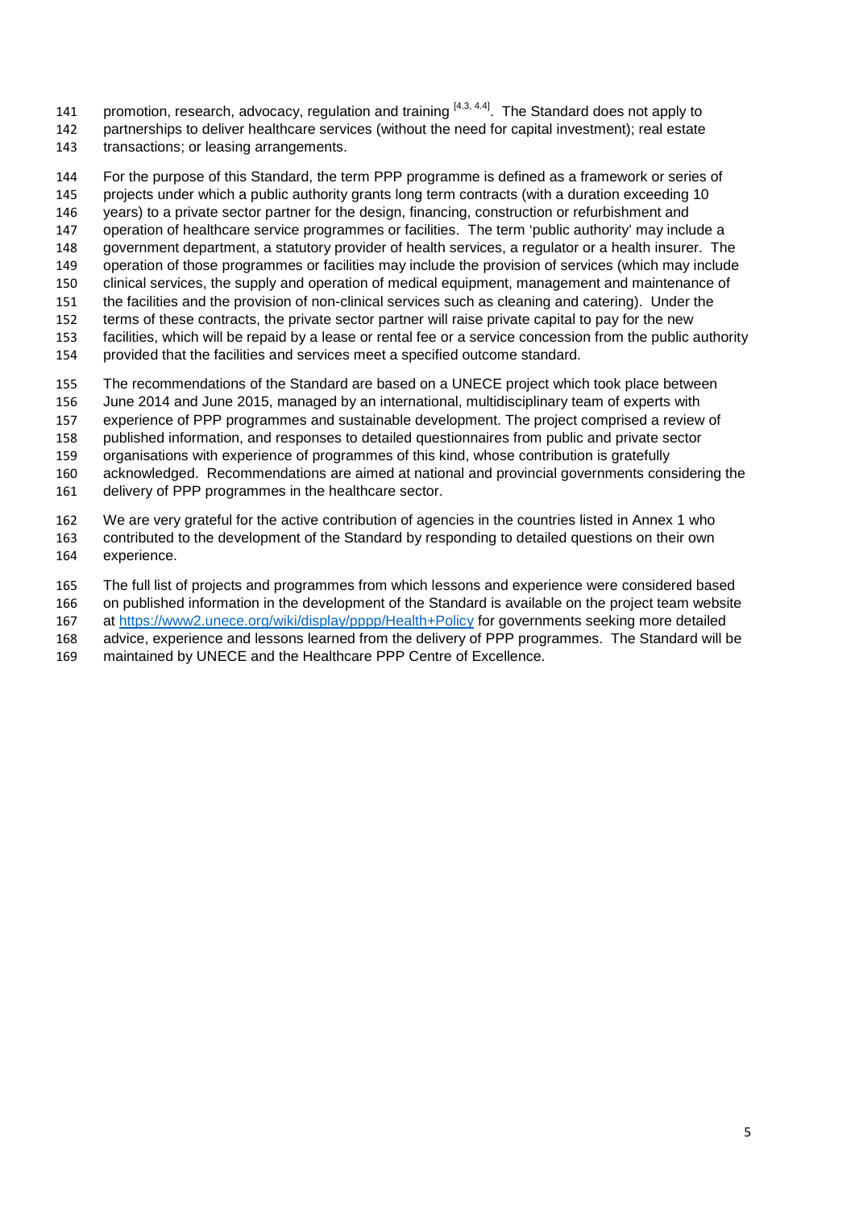promotion, research, advocacy, regulation and training [4.3, 4.4]. The Standard does not apply to partnerships to deliver healthcare services (without the need for capital investment); real estate transactions; or leasing arrangements.

For the purpose of this Standard, the term PPP programme is defined as a framework or series of projects under which a public authority grants long term contracts (with a duration exceeding 10 years) to a private sector partner for the design, financing, construction or refurbishment and operation of healthcare service programmes or facilities. The term 'public authority' may include a government department, a statutory provider of health services, a regulator or a health insurer. The operation of those programmes or facilities may include the provision of services (which may include clinical services, the supply and operation of medical equipment, management and maintenance of the facilities and the provision of non-clinical services such as cleaning and catering). Under the terms of these contracts, the private sector partner will raise private capital to pay for the new facilities, which will be repaid by a lease or rental fee or a service concession from the public authority provided that the facilities and services meet a specified outcome standard.

The recommendations of the Standard are based on a UNECE project which took place between June 2014 and June 2015, managed by an international, multidisciplinary team of experts with experience of PPP programmes and sustainable development. The project comprised a review of published information, and responses to detailed questionnaires from public and private sector organisations with experience of programmes of this kind, whose contribution is gratefully acknowledged. Recommendations are aimed at national and provincial governments considering the delivery of PPP programmes in the healthcare sector.

We are very grateful for the active contribution of agencies in the countries listed in Annex 1 who contributed to the development of the Standard by responding to detailed questions on their own experience.

The full list of projects and programmes from which lessons and experience were considered based on published information in the development of the Standard is available on the project team website at https://www2.unece.org/wiki/display/pppp/Health+Policy for governments seeking more detailed advice, experience and lessons learned from the delivery of PPP programmes. The Standard will be maintained by UNECE and the Healthcare PPP Centre of Excellence.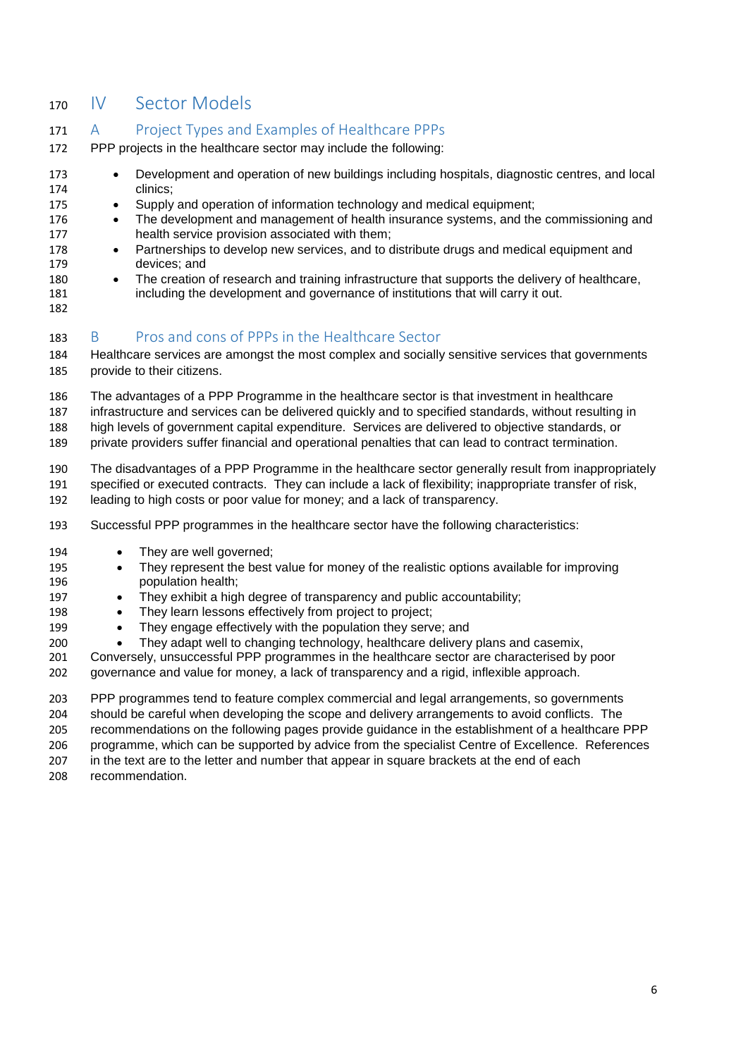# IV Sector Models

## A Project Types and Examples of Healthcare PPPs

PPP projects in the healthcare sector may include the following:

- Development and operation of new buildings including hospitals, diagnostic centres, and local clinics;
- Supply and operation of information technology and medical equipment;
- The development and management of health insurance systems, and the commissioning and health service provision associated with them;
- Partnerships to develop new services, and to distribute drugs and medical equipment and devices; and
- The creation of research and training infrastructure that supports the delivery of healthcare, including the development and governance of institutions that will carry it out.

## B Pros and cons of PPPs in the Healthcare Sector

Healthcare services are amongst the most complex and socially sensitive services that governments provide to their citizens.

The advantages of a PPP Programme in the healthcare sector is that investment in healthcare infrastructure and services can be delivered quickly and to specified standards, without resulting in high levels of government capital expenditure. Services are delivered to objective standards, or private providers suffer financial and operational penalties that can lead to contract termination.

The disadvantages of a PPP Programme in the healthcare sector generally result from inappropriately specified or executed contracts. They can include a lack of flexibility; inappropriate transfer of risk, leading to high costs or poor value for money; and a lack of transparency.

Successful PPP programmes in the healthcare sector have the following characteristics:

- They are well governed;
- They represent the best value for money of the realistic options available for improving population health;
- They exhibit a high degree of transparency and public accountability;
- They learn lessons effectively from project to project;
- They engage effectively with the population they serve; and
- They adapt well to changing technology, healthcare delivery plans and casemix,

Conversely, unsuccessful PPP programmes in the healthcare sector are characterised by poor governance and value for money, a lack of transparency and a rigid, inflexible approach.

PPP programmes tend to feature complex commercial and legal arrangements, so governments should be careful when developing the scope and delivery arrangements to avoid conflicts. The recommendations on the following pages provide guidance in the establishment of a healthcare PPP programme, which can be supported by advice from the specialist Centre of Excellence. References in the text are to the letter and number that appear in square brackets at the end of each recommendation.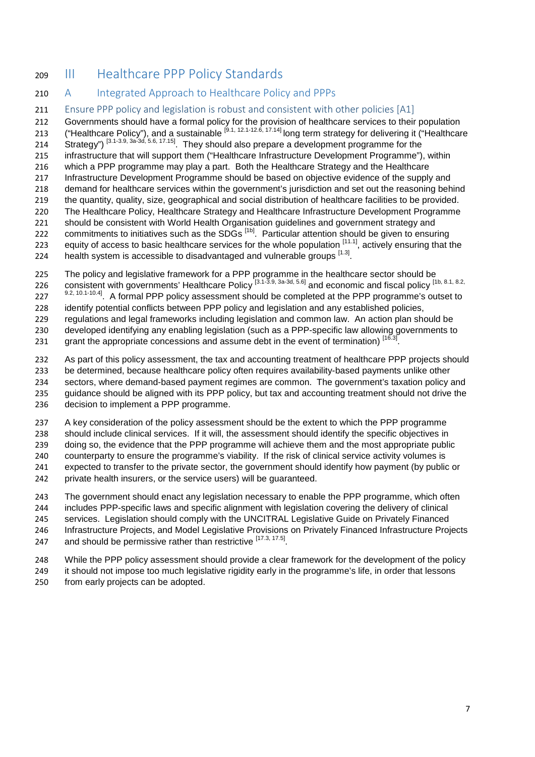# III Healthcare PPP Policy Standards

## A Integrated Approach to Healthcare Policy and PPPs

### Ensure PPP policy and legislation is robust and consistent with other policies [A1]

Governments should have a formal policy for the provision of healthcare services to their population ("Healthcare Policy"), and a sustainable [9.1, 12.1-12.6, 17.14] long term strategy for delivering it ("Healthcare Strategy") [3.1-3.9, 3a-3d, 5.6, 17.15]. They should also prepare a development programme for the infrastructure that will support them ("Healthcare Infrastructure Development Programme"), within which a PPP programme may play a part. Both the Healthcare Strategy and the Healthcare Infrastructure Development Programme should be based on objective evidence of the supply and demand for healthcare services within the government's jurisdiction and set out the reasoning behind the quantity, quality, size, geographical and social distribution of healthcare facilities to be provided. The Healthcare Policy, Healthcare Strategy and Healthcare Infrastructure Development Programme should be consistent with World Health Organisation guidelines and government strategy and commitments to initiatives such as the SDGs [1b]. Particular attention should be given to ensuring equity of access to basic healthcare services for the whole population [11.1], actively ensuring that the health system is accessible to disadvantaged and vulnerable groups [1.3].

The policy and legislative framework for a PPP programme in the healthcare sector should be consistent with governments' Healthcare Policy [3.1-3.9, 3a-3d, 5.6] and economic and fiscal policy [1b, 8.1, 8.2, 9.2, 10.1-10.4]. A formal PPP policy assessment should be completed at the PPP programme's outset to identify potential conflicts between PPP policy and legislation and any established policies, regulations and legal frameworks including legislation and common law. An action plan should be developed identifying any enabling legislation (such as a PPP-specific law allowing governments to grant the appropriate concessions and assume debt in the event of termination) [16.3].

As part of this policy assessment, the tax and accounting treatment of healthcare PPP projects should be determined, because healthcare policy often requires availability-based payments unlike other sectors, where demand-based payment regimes are common. The government's taxation policy and guidance should be aligned with its PPP policy, but tax and accounting treatment should not drive the decision to implement a PPP programme.

A key consideration of the policy assessment should be the extent to which the PPP programme should include clinical services. If it will, the assessment should identify the specific objectives in doing so, the evidence that the PPP programme will achieve them and the most appropriate public counterparty to ensure the programme's viability. If the risk of clinical service activity volumes is expected to transfer to the private sector, the government should identify how payment (by public or private health insurers, or the service users) will be guaranteed.

The government should enact any legislation necessary to enable the PPP programme, which often includes PPP-specific laws and specific alignment with legislation covering the delivery of clinical services. Legislation should comply with the UNCITRAL Legislative Guide on Privately Financed Infrastructure Projects, and Model Legislative Provisions on Privately Financed Infrastructure Projects and should be permissive rather than restrictive [17.3, 17.5].

While the PPP policy assessment should provide a clear framework for the development of the policy it should not impose too much legislative rigidity early in the programme's life, in order that lessons from early projects can be adopted.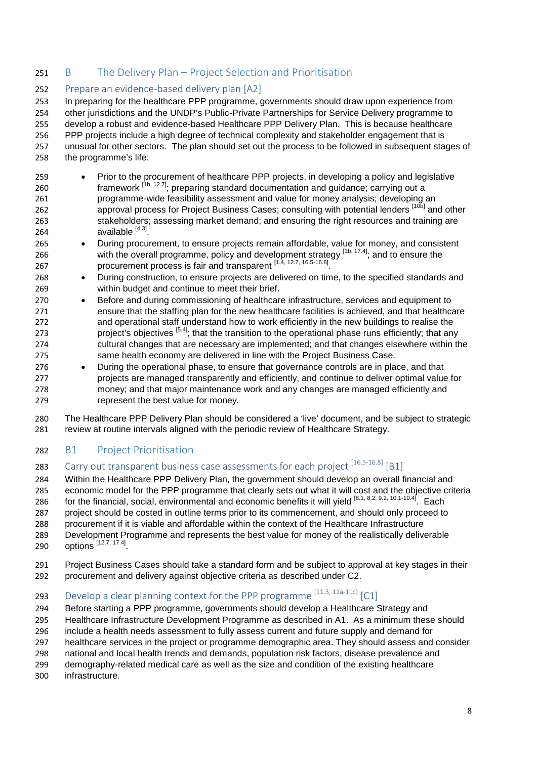## B The Delivery Plan – Project Selection and Prioritisation

### Prepare an evidence-based delivery plan [A2]

In preparing for the healthcare PPP programme, governments should draw upon experience from other jurisdictions and the UNDP's Public-Private Partnerships for Service Delivery programme to develop a robust and evidence-based Healthcare PPP Delivery Plan. This is because healthcare PPP projects include a high degree of technical complexity and stakeholder engagement that is unusual for other sectors. The plan should set out the process to be followed in subsequent stages of the programme's life:

- Prior to the procurement of healthcare PPP projects, in developing a policy and legislative framework [1b, 12.7]; preparing standard documentation and guidance; carrying out a programme-wide feasibility assessment and value for money analysis; developing an approval process for Project Business Cases; consulting with potential lenders [10b] and other stakeholders; assessing market demand; and ensuring the right resources and training are available [4.3].
- During procurement, to ensure projects remain affordable, value for money, and consistent with the overall programme, policy and development strategy [1b, 17.4]; and to ensure the procurement process is fair and transparent [1.4, 12.7, 16.5-16.8].
- During construction, to ensure projects are delivered on time, to the specified standards and within budget and continue to meet their brief.
- Before and during commissioning of healthcare infrastructure, services and equipment to ensure that the staffing plan for the new healthcare facilities is achieved, and that healthcare and operational staff understand how to work efficiently in the new buildings to realise the project's objectives [5.4]; that the transition to the operational phase runs efficiently; that any cultural changes that are necessary are implemented; and that changes elsewhere within the same health economy are delivered in line with the Project Business Case.
- During the operational phase, to ensure that governance controls are in place, and that projects are managed transparently and efficiently, and continue to deliver optimal value for money; and that major maintenance work and any changes are managed efficiently and represent the best value for money.

The Healthcare PPP Delivery Plan should be considered a 'live' document, and be subject to strategic review at routine intervals aligned with the periodic review of Healthcare Strategy.

## B1 Project Prioritisation

### Carry out transparent business case assessments for each project [16.5-16.8] [B1]

Within the Healthcare PPP Delivery Plan, the government should develop an overall financial and economic model for the PPP programme that clearly sets out what it will cost and the objective criteria for the financial, social, environmental and economic benefits it will yield [8.1, 8.2, 9.2, 10.1-10.4]. Each project should be costed in outline terms prior to its commencement, and should only proceed to procurement if it is viable and affordable within the context of the Healthcare Infrastructure Development Programme and represents the best value for money of the realistically deliverable options [12.7, 17.4].

Project Business Cases should take a standard form and be subject to approval at key stages in their procurement and delivery against objective criteria as described under C2.

### Develop a clear planning context for the PPP programme [11.3, 11a-11c] [C1]

Before starting a PPP programme, governments should develop a Healthcare Strategy and Healthcare Infrastructure Development Programme as described in A1. As a minimum these should include a health needs assessment to fully assess current and future supply and demand for healthcare services in the project or programme demographic area. They should assess and consider national and local health trends and demands, population risk factors, disease prevalence and demography-related medical care as well as the size and condition of the existing healthcare infrastructure.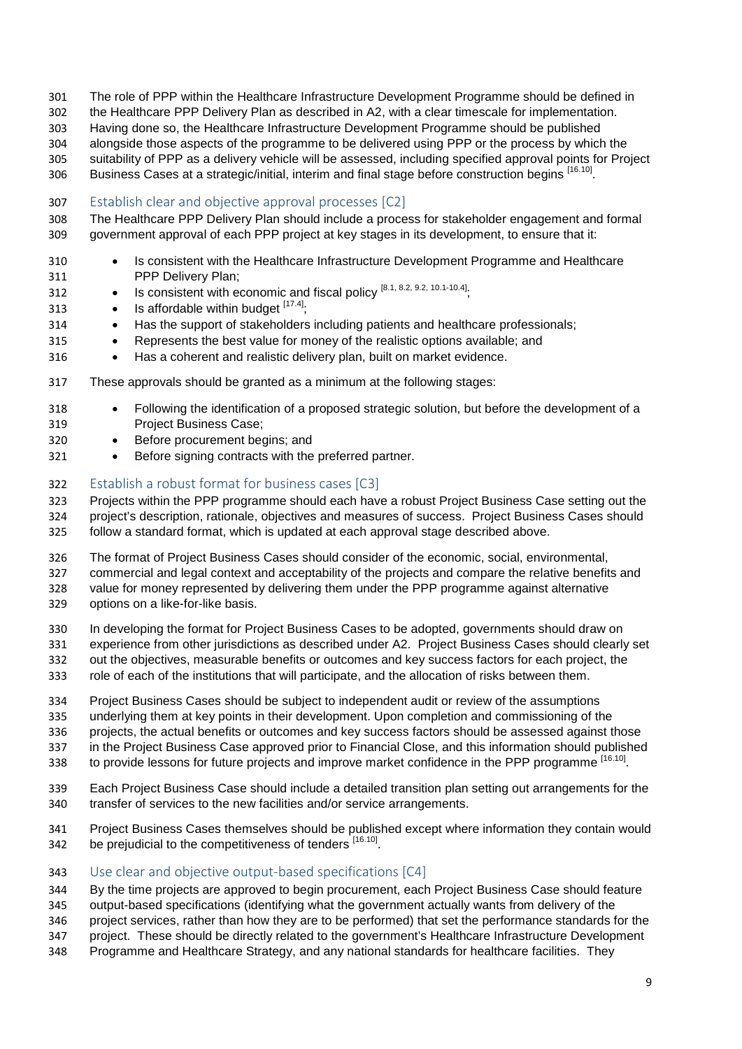The role of PPP within the Healthcare Infrastructure Development Programme should be defined in the Healthcare PPP Delivery Plan as described in A2, with a clear timescale for implementation. Having done so, the Healthcare Infrastructure Development Programme should be published alongside those aspects of the programme to be delivered using PPP or the process by which the suitability of PPP as a delivery vehicle will be assessed, including specified approval points for Project Business Cases at a strategic/initial, interim and final stage before construction begins [16.10].

### Establish clear and objective approval processes [C2]

The Healthcare PPP Delivery Plan should include a process for stakeholder engagement and formal government approval of each PPP project at key stages in its development, to ensure that it:

- Is consistent with the Healthcare Infrastructure Development Programme and Healthcare PPP Delivery Plan;
- Is consistent with economic and fiscal policy [8.1, 8.2, 9.2, 10.1-10.4];
- Is affordable within budget [17.4];
- Has the support of stakeholders including patients and healthcare professionals;
- Represents the best value for money of the realistic options available; and
- Has a coherent and realistic delivery plan, built on market evidence.

These approvals should be granted as a minimum at the following stages:

- Following the identification of a proposed strategic solution, but before the development of a Project Business Case;
- Before procurement begins; and
- Before signing contracts with the preferred partner.

### Establish a robust format for business cases [C3]

Projects within the PPP programme should each have a robust Project Business Case setting out the project's description, rationale, objectives and measures of success. Project Business Cases should follow a standard format, which is updated at each approval stage described above.

The format of Project Business Cases should consider of the economic, social, environmental, commercial and legal context and acceptability of the projects and compare the relative benefits and value for money represented by delivering them under the PPP programme against alternative options on a like-for-like basis.

In developing the format for Project Business Cases to be adopted, governments should draw on experience from other jurisdictions as described under A2. Project Business Cases should clearly set out the objectives, measurable benefits or outcomes and key success factors for each project, the role of each of the institutions that will participate, and the allocation of risks between them.

Project Business Cases should be subject to independent audit or review of the assumptions underlying them at key points in their development. Upon completion and commissioning of the projects, the actual benefits or outcomes and key success factors should be assessed against those in the Project Business Case approved prior to Financial Close, and this information should published to provide lessons for future projects and improve market confidence in the PPP programme [16.10].

Each Project Business Case should include a detailed transition plan setting out arrangements for the transfer of services to the new facilities and/or service arrangements.

Project Business Cases themselves should be published except where information they contain would be prejudicial to the competitiveness of tenders [16.10].

### Use clear and objective output-based specifications [C4]

By the time projects are approved to begin procurement, each Project Business Case should feature output-based specifications (identifying what the government actually wants from delivery of the project services, rather than how they are to be performed) that set the performance standards for the project. These should be directly related to the government's Healthcare Infrastructure Development Programme and Healthcare Strategy, and any national standards for healthcare facilities. They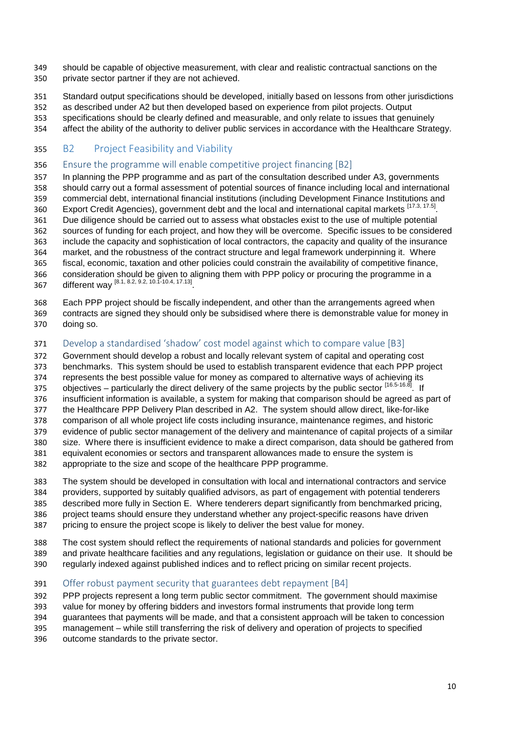should be capable of objective measurement, with clear and realistic contractual sanctions on the private sector partner if they are not achieved.

Standard output specifications should be developed, initially based on lessons from other jurisdictions as described under A2 but then developed based on experience from pilot projects. Output specifications should be clearly defined and measurable, and only relate to issues that genuinely affect the ability of the authority to deliver public services in accordance with the Healthcare Strategy.

## B2 Project Feasibility and Viability

### Ensure the programme will enable competitive project financing [B2]

In planning the PPP programme and as part of the consultation described under A3, governments should carry out a formal assessment of potential sources of finance including local and international commercial debt, international financial institutions (including Development Finance Institutions and Export Credit Agencies), government debt and the local and international capital markets [17.3, 17.5]. Due diligence should be carried out to assess what obstacles exist to the use of multiple potential sources of funding for each project, and how they will be overcome. Specific issues to be considered include the capacity and sophistication of local contractors, the capacity and quality of the insurance market, and the robustness of the contract structure and legal framework underpinning it. Where fiscal, economic, taxation and other policies could constrain the availability of competitive finance, consideration should be given to aligning them with PPP policy or procuring the programme in a different way [8.1, 8.2, 9.2, 10.1-10.4, 17.13].

Each PPP project should be fiscally independent, and other than the arrangements agreed when contracts are signed they should only be subsidised where there is demonstrable value for money in doing so.

### Develop a standardised 'shadow' cost model against which to compare value [B3]

Government should develop a robust and locally relevant system of capital and operating cost benchmarks. This system should be used to establish transparent evidence that each PPP project represents the best possible value for money as compared to alternative ways of achieving its objectives – particularly the direct delivery of the same projects by the public sector [16.5-16.8]. If insufficient information is available, a system for making that comparison should be agreed as part of the Healthcare PPP Delivery Plan described in A2. The system should allow direct, like-for-like comparison of all whole project life costs including insurance, maintenance regimes, and historic evidence of public sector management of the delivery and maintenance of capital projects of a similar size. Where there is insufficient evidence to make a direct comparison, data should be gathered from equivalent economies or sectors and transparent allowances made to ensure the system is appropriate to the size and scope of the healthcare PPP programme.

The system should be developed in consultation with local and international contractors and service providers, supported by suitably qualified advisors, as part of engagement with potential tenderers described more fully in Section E. Where tenderers depart significantly from benchmarked pricing, project teams should ensure they understand whether any project-specific reasons have driven pricing to ensure the project scope is likely to deliver the best value for money.

The cost system should reflect the requirements of national standards and policies for government and private healthcare facilities and any regulations, legislation or guidance on their use. It should be regularly indexed against published indices and to reflect pricing on similar recent projects.

### Offer robust payment security that guarantees debt repayment [B4]

PPP projects represent a long term public sector commitment. The government should maximise value for money by offering bidders and investors formal instruments that provide long term guarantees that payments will be made, and that a consistent approach will be taken to concession management – while still transferring the risk of delivery and operation of projects to specified outcome standards to the private sector.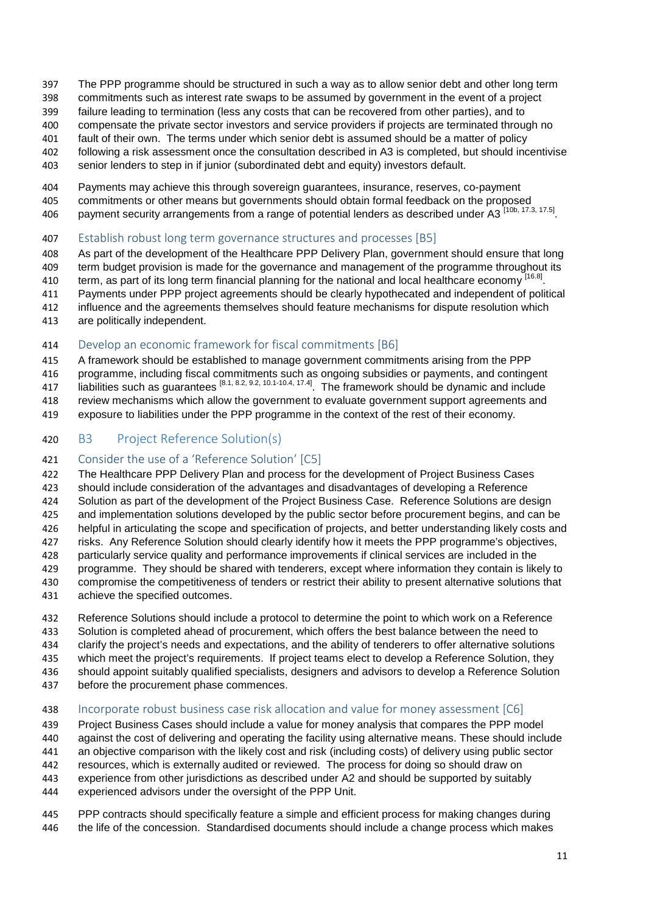The PPP programme should be structured in such a way as to allow senior debt and other long term commitments such as interest rate swaps to be assumed by government in the event of a project failure leading to termination (less any costs that can be recovered from other parties), and to compensate the private sector investors and service providers if projects are terminated through no fault of their own. The terms under which senior debt is assumed should be a matter of policy following a risk assessment once the consultation described in A3 is completed, but should incentivise senior lenders to step in if junior (subordinated debt and equity) investors default.

Payments may achieve this through sovereign guarantees, insurance, reserves, co-payment commitments or other means but governments should obtain formal feedback on the proposed payment security arrangements from a range of potential lenders as described under A3 [10b, 17.3, 17.5].

### Establish robust long term governance structures and processes [B5]

As part of the development of the Healthcare PPP Delivery Plan, government should ensure that long term budget provision is made for the governance and management of the programme throughout its term, as part of its long term financial planning for the national and local healthcare economy [16.8]. Payments under PPP project agreements should be clearly hypothecated and independent of political influence and the agreements themselves should feature mechanisms for dispute resolution which are politically independent.

### Develop an economic framework for fiscal commitments [B6]

A framework should be established to manage government commitments arising from the PPP programme, including fiscal commitments such as ongoing subsidies or payments, and contingent liabilities such as guarantees [8.1, 8.2, 9.2, 10.1-10.4, 17.4]. The framework should be dynamic and include review mechanisms which allow the government to evaluate government support agreements and exposure to liabilities under the PPP programme in the context of the rest of their economy.

## B3 Project Reference Solution(s)

### Consider the use of a 'Reference Solution' [C5]

The Healthcare PPP Delivery Plan and process for the development of Project Business Cases should include consideration of the advantages and disadvantages of developing a Reference Solution as part of the development of the Project Business Case. Reference Solutions are design and implementation solutions developed by the public sector before procurement begins, and can be helpful in articulating the scope and specification of projects, and better understanding likely costs and risks. Any Reference Solution should clearly identify how it meets the PPP programme's objectives, particularly service quality and performance improvements if clinical services are included in the programme. They should be shared with tenderers, except where information they contain is likely to compromise the competitiveness of tenders or restrict their ability to present alternative solutions that achieve the specified outcomes.

Reference Solutions should include a protocol to determine the point to which work on a Reference Solution is completed ahead of procurement, which offers the best balance between the need to clarify the project's needs and expectations, and the ability of tenderers to offer alternative solutions which meet the project's requirements. If project teams elect to develop a Reference Solution, they should appoint suitably qualified specialists, designers and advisors to develop a Reference Solution before the procurement phase commences.

### Incorporate robust business case risk allocation and value for money assessment [C6]

Project Business Cases should include a value for money analysis that compares the PPP model against the cost of delivering and operating the facility using alternative means. These should include an objective comparison with the likely cost and risk (including costs) of delivery using public sector resources, which is externally audited or reviewed. The process for doing so should draw on experience from other jurisdictions as described under A2 and should be supported by suitably experienced advisors under the oversight of the PPP Unit.

PPP contracts should specifically feature a simple and efficient process for making changes during the life of the concession. Standardised documents should include a change process which makes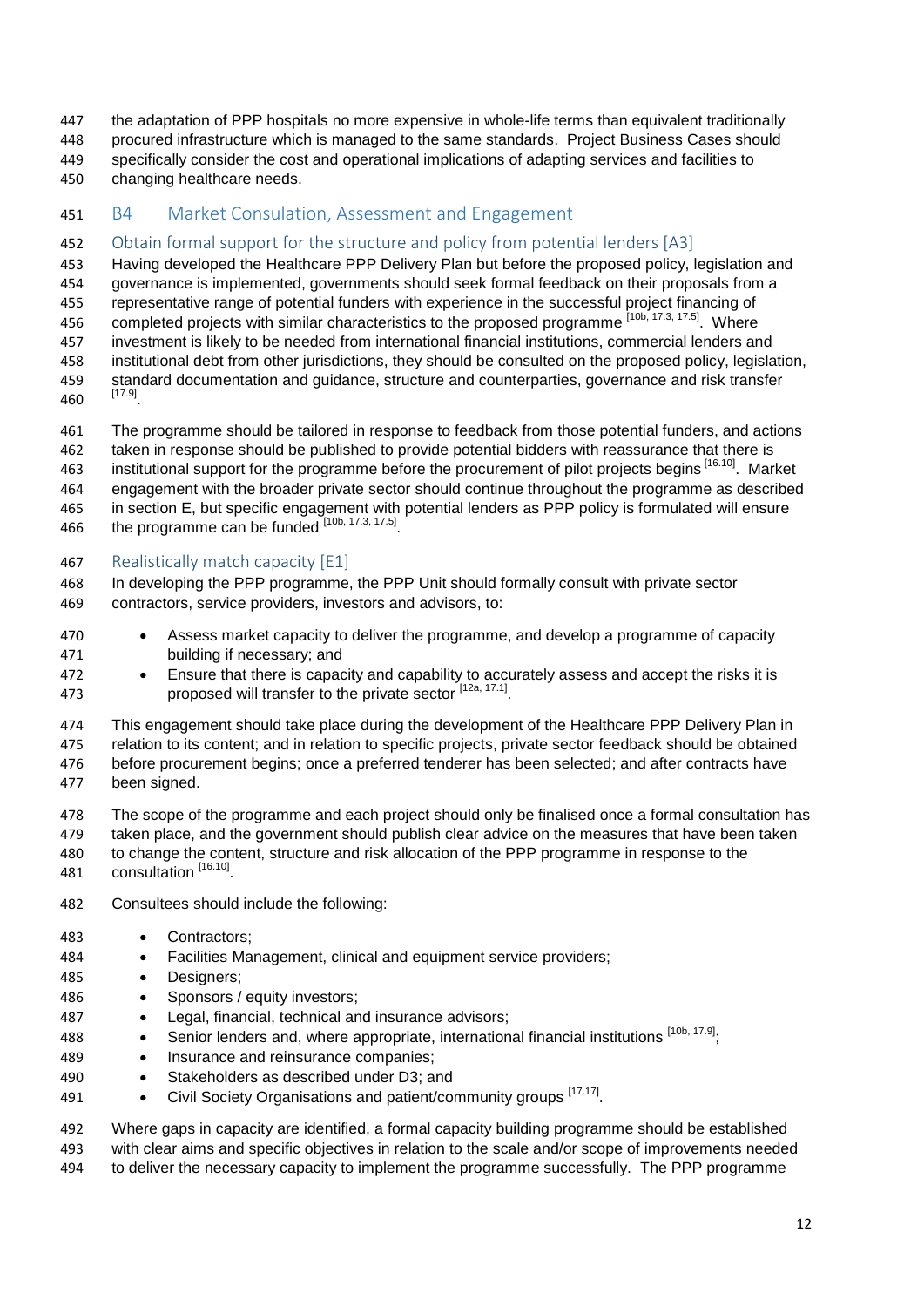the adaptation of PPP hospitals no more expensive in whole-life terms than equivalent traditionally procured infrastructure which is managed to the same standards. Project Business Cases should specifically consider the cost and operational implications of adapting services and facilities to changing healthcare needs.

## B4 Market Consulation, Assessment and Engagement

### Obtain formal support for the structure and policy from potential lenders [A3]

Having developed the Healthcare PPP Delivery Plan but before the proposed policy, legislation and governance is implemented, governments should seek formal feedback on their proposals from a representative range of potential funders with experience in the successful project financing of completed projects with similar characteristics to the proposed programme [10b, 17.3, 17.5]. Where investment is likely to be needed from international financial institutions, commercial lenders and institutional debt from other jurisdictions, they should be consulted on the proposed policy, legislation, standard documentation and guidance, structure and counterparties, governance and risk transfer [17.9].

The programme should be tailored in response to feedback from those potential funders, and actions taken in response should be published to provide potential bidders with reassurance that there is institutional support for the programme before the procurement of pilot projects begins [16.10]. Market engagement with the broader private sector should continue throughout the programme as described in section E, but specific engagement with potential lenders as PPP policy is formulated will ensure the programme can be funded [10b, 17.3, 17.5].

### Realistically match capacity [E1]

In developing the PPP programme, the PPP Unit should formally consult with private sector contractors, service providers, investors and advisors, to:

- Assess market capacity to deliver the programme, and develop a programme of capacity building if necessary; and
- Ensure that there is capacity and capability to accurately assess and accept the risks it is proposed will transfer to the private sector [12a, 17.1].

This engagement should take place during the development of the Healthcare PPP Delivery Plan in relation to its content; and in relation to specific projects, private sector feedback should be obtained before procurement begins; once a preferred tenderer has been selected; and after contracts have been signed.

The scope of the programme and each project should only be finalised once a formal consultation has taken place, and the government should publish clear advice on the measures that have been taken to change the content, structure and risk allocation of the PPP programme in response to the consultation [16.10].

Consultees should include the following:

- Contractors;
- Facilities Management, clinical and equipment service providers;
- Designers;
- Sponsors / equity investors;
- Legal, financial, technical and insurance advisors;
- Senior lenders and, where appropriate, international financial institutions [10b, 17.9];
- Insurance and reinsurance companies;
- Stakeholders as described under D3; and
- Civil Society Organisations and patient/community groups [17.17].

Where gaps in capacity are identified, a formal capacity building programme should be established with clear aims and specific objectives in relation to the scale and/or scope of improvements needed to deliver the necessary capacity to implement the programme successfully. The PPP programme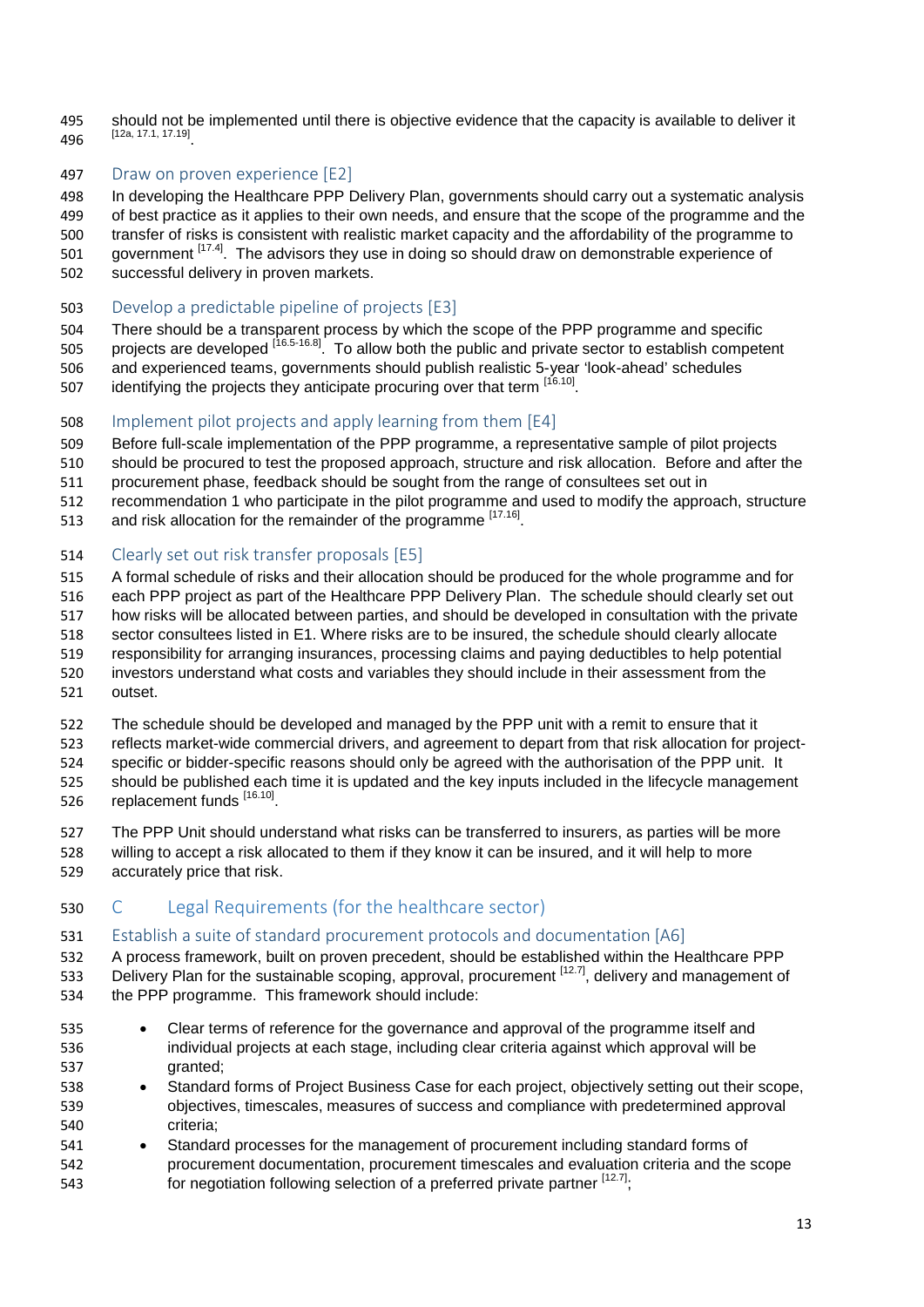should not be implemented until there is objective evidence that the capacity is available to deliver it [12a, 17.1, 17.19].

### Draw on proven experience [E2]

In developing the Healthcare PPP Delivery Plan, governments should carry out a systematic analysis of best practice as it applies to their own needs, and ensure that the scope of the programme and the transfer of risks is consistent with realistic market capacity and the affordability of the programme to government [17.4]. The advisors they use in doing so should draw on demonstrable experience of successful delivery in proven markets.

### Develop a predictable pipeline of projects [E3]

There should be a transparent process by which the scope of the PPP programme and specific projects are developed [16.5-16.8]. To allow both the public and private sector to establish competent and experienced teams, governments should publish realistic 5-year 'look-ahead' schedules identifying the projects they anticipate procuring over that term [16.10].

### Implement pilot projects and apply learning from them [E4]

Before full-scale implementation of the PPP programme, a representative sample of pilot projects should be procured to test the proposed approach, structure and risk allocation. Before and after the procurement phase, feedback should be sought from the range of consultees set out in recommendation 1 who participate in the pilot programme and used to modify the approach, structure and risk allocation for the remainder of the programme [17.16].

### Clearly set out risk transfer proposals [E5]

A formal schedule of risks and their allocation should be produced for the whole programme and for each PPP project as part of the Healthcare PPP Delivery Plan. The schedule should clearly set out how risks will be allocated between parties, and should be developed in consultation with the private sector consultees listed in E1. Where risks are to be insured, the schedule should clearly allocate responsibility for arranging insurances, processing claims and paying deductibles to help potential investors understand what costs and variables they should include in their assessment from the outset.

The schedule should be developed and managed by the PPP unit with a remit to ensure that it reflects market-wide commercial drivers, and agreement to depart from that risk allocation for project-specific or bidder-specific reasons should only be agreed with the authorisation of the PPP unit. It should be published each time it is updated and the key inputs included in the lifecycle management replacement funds [16.10].

The PPP Unit should understand what risks can be transferred to insurers, as parties will be more willing to accept a risk allocated to them if they know it can be insured, and it will help to more accurately price that risk.

## C Legal Requirements (for the healthcare sector)

### Establish a suite of standard procurement protocols and documentation [A6]

A process framework, built on proven precedent, should be established within the Healthcare PPP Delivery Plan for the sustainable scoping, approval, procurement [12.7], delivery and management of the PPP programme. This framework should include:

- Clear terms of reference for the governance and approval of the programme itself and individual projects at each stage, including clear criteria against which approval will be granted;
- Standard forms of Project Business Case for each project, objectively setting out their scope, objectives, timescales, measures of success and compliance with predetermined approval criteria;
- Standard processes for the management of procurement including standard forms of procurement documentation, procurement timescales and evaluation criteria and the scope for negotiation following selection of a preferred private partner [12.7];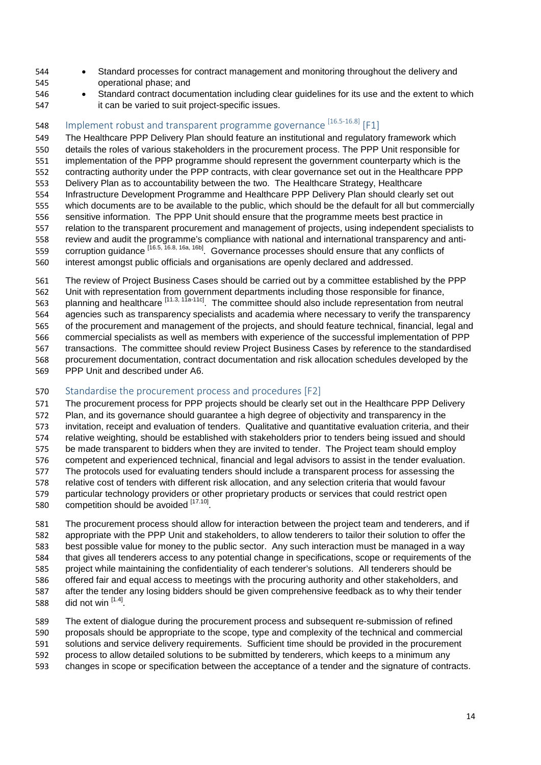- Standard processes for contract management and monitoring throughout the delivery and operational phase; and
- Standard contract documentation including clear guidelines for its use and the extent to which it can be varied to suit project-specific issues.

### Implement robust and transparent programme governance [16.5-16.8] [F1]

The Healthcare PPP Delivery Plan should feature an institutional and regulatory framework which details the roles of various stakeholders in the procurement process. The PPP Unit responsible for implementation of the PPP programme should represent the government counterparty which is the contracting authority under the PPP contracts, with clear governance set out in the Healthcare PPP Delivery Plan as to accountability between the two. The Healthcare Strategy, Healthcare Infrastructure Development Programme and Healthcare PPP Delivery Plan should clearly set out which documents are to be available to the public, which should be the default for all but commercially sensitive information. The PPP Unit should ensure that the programme meets best practice in relation to the transparent procurement and management of projects, using independent specialists to review and audit the programme's compliance with national and international transparency and anti-corruption guidance [16.5, 16.8, 16a, 16b]. Governance processes should ensure that any conflicts of interest amongst public officials and organisations are openly declared and addressed.

The review of Project Business Cases should be carried out by a committee established by the PPP Unit with representation from government departments including those responsible for finance, planning and healthcare [11.3, 11a-11c]. The committee should also include representation from neutral agencies such as transparency specialists and academia where necessary to verify the transparency of the procurement and management of the projects, and should feature technical, financial, legal and commercial specialists as well as members with experience of the successful implementation of PPP transactions. The committee should review Project Business Cases by reference to the standardised procurement documentation, contract documentation and risk allocation schedules developed by the PPP Unit and described under A6.

### Standardise the procurement process and procedures [F2]

The procurement process for PPP projects should be clearly set out in the Healthcare PPP Delivery Plan, and its governance should guarantee a high degree of objectivity and transparency in the invitation, receipt and evaluation of tenders. Qualitative and quantitative evaluation criteria, and their relative weighting, should be established with stakeholders prior to tenders being issued and should be made transparent to bidders when they are invited to tender. The Project team should employ competent and experienced technical, financial and legal advisors to assist in the tender evaluation. The protocols used for evaluating tenders should include a transparent process for assessing the relative cost of tenders with different risk allocation, and any selection criteria that would favour particular technology providers or other proprietary products or services that could restrict open competition should be avoided [17.10].

The procurement process should allow for interaction between the project team and tenderers, and if appropriate with the PPP Unit and stakeholders, to allow tenderers to tailor their solution to offer the best possible value for money to the public sector. Any such interaction must be managed in a way that gives all tenderers access to any potential change in specifications, scope or requirements of the project while maintaining the confidentiality of each tenderer's solutions. All tenderers should be offered fair and equal access to meetings with the procuring authority and other stakeholders, and after the tender any losing bidders should be given comprehensive feedback as to why their tender did not win [1.4].

The extent of dialogue during the procurement process and subsequent re-submission of refined proposals should be appropriate to the scope, type and complexity of the technical and commercial solutions and service delivery requirements. Sufficient time should be provided in the procurement process to allow detailed solutions to be submitted by tenderers, which keeps to a minimum any changes in scope or specification between the acceptance of a tender and the signature of contracts.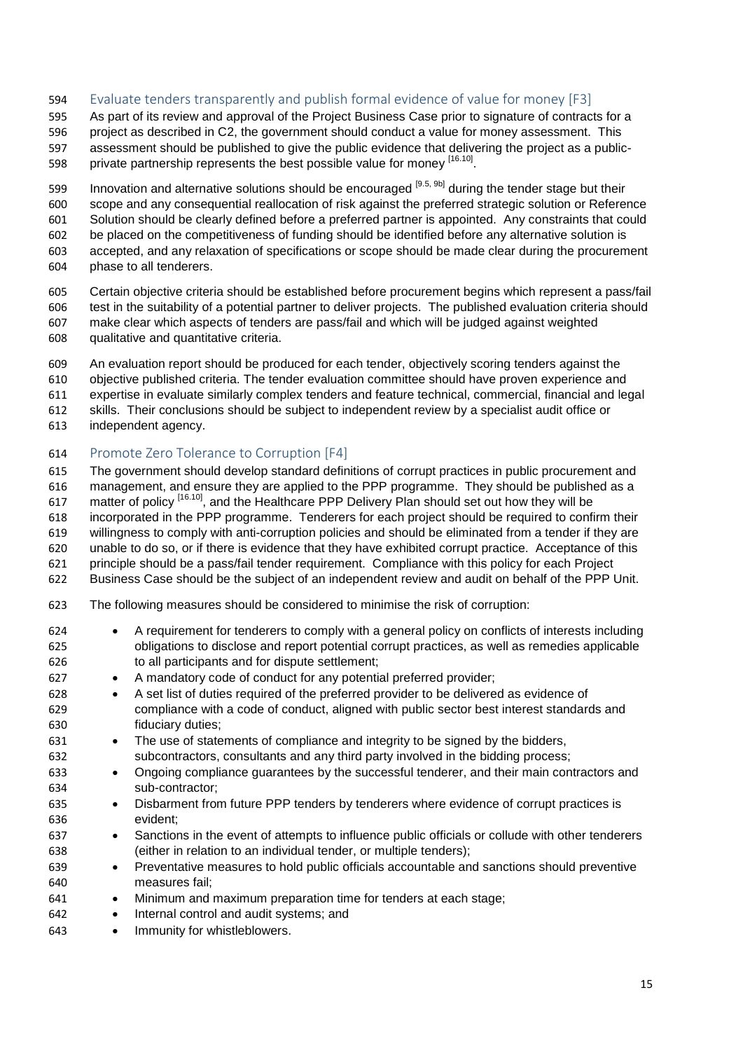## Evaluate tenders transparently and publish formal evidence of value for money [F3]

As part of its review and approval of the Project Business Case prior to signature of contracts for a project as described in C2, the government should conduct a value for money assessment. This assessment should be published to give the public evidence that delivering the project as a public-private partnership represents the best possible value for money [16.10].

Innovation and alternative solutions should be encouraged [9.5, 9b] during the tender stage but their scope and any consequential reallocation of risk against the preferred strategic solution or Reference Solution should be clearly defined before a preferred partner is appointed. Any constraints that could be placed on the competitiveness of funding should be identified before any alternative solution is accepted, and any relaxation of specifications or scope should be made clear during the procurement phase to all tenderers.

Certain objective criteria should be established before procurement begins which represent a pass/fail test in the suitability of a potential partner to deliver projects. The published evaluation criteria should make clear which aspects of tenders are pass/fail and which will be judged against weighted qualitative and quantitative criteria.

An evaluation report should be produced for each tender, objectively scoring tenders against the objective published criteria. The tender evaluation committee should have proven experience and expertise in evaluate similarly complex tenders and feature technical, commercial, financial and legal skills. Their conclusions should be subject to independent review by a specialist audit office or independent agency.

## Promote Zero Tolerance to Corruption [F4]

The government should develop standard definitions of corrupt practices in public procurement and management, and ensure they are applied to the PPP programme. They should be published as a matter of policy [16.10], and the Healthcare PPP Delivery Plan should set out how they will be incorporated in the PPP programme. Tenderers for each project should be required to confirm their willingness to comply with anti-corruption policies and should be eliminated from a tender if they are unable to do so, or if there is evidence that they have exhibited corrupt practice. Acceptance of this principle should be a pass/fail tender requirement. Compliance with this policy for each Project Business Case should be the subject of an independent review and audit on behalf of the PPP Unit.

The following measures should be considered to minimise the risk of corruption:

- A requirement for tenderers to comply with a general policy on conflicts of interests including obligations to disclose and report potential corrupt practices, as well as remedies applicable to all participants and for dispute settlement;
- A mandatory code of conduct for any potential preferred provider;
- A set list of duties required of the preferred provider to be delivered as evidence of compliance with a code of conduct, aligned with public sector best interest standards and fiduciary duties;
- The use of statements of compliance and integrity to be signed by the bidders, subcontractors, consultants and any third party involved in the bidding process;
- Ongoing compliance guarantees by the successful tenderer, and their main contractors and sub-contractor;
- Disbarment from future PPP tenders by tenderers where evidence of corrupt practices is evident;
- Sanctions in the event of attempts to influence public officials or collude with other tenderers (either in relation to an individual tender, or multiple tenders);
- Preventative measures to hold public officials accountable and sanctions should preventive measures fail;
- Minimum and maximum preparation time for tenders at each stage;
- Internal control and audit systems; and
- Immunity for whistleblowers.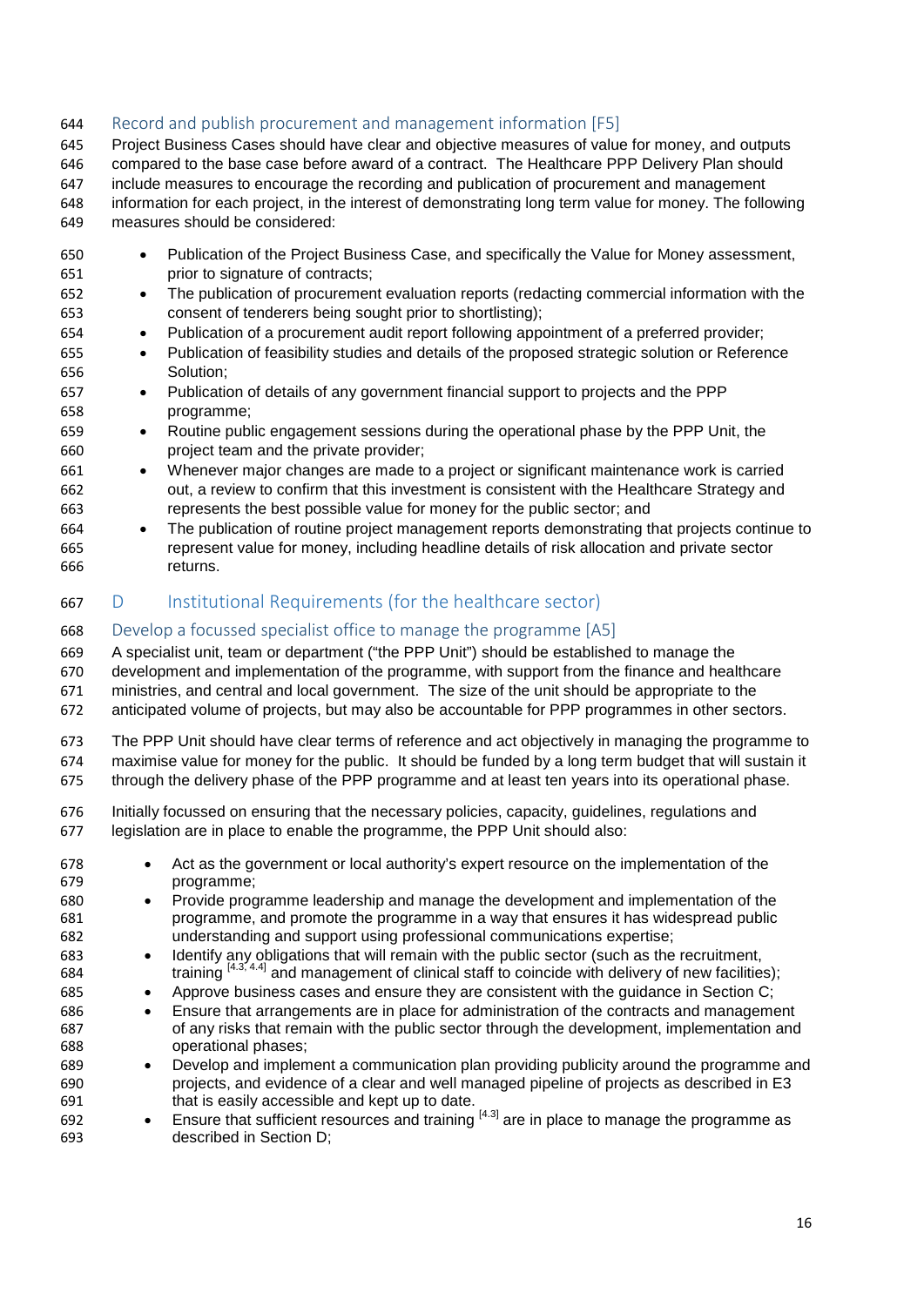### Record and publish procurement and management information [F5]

Project Business Cases should have clear and objective measures of value for money, and outputs compared to the base case before award of a contract. The Healthcare PPP Delivery Plan should include measures to encourage the recording and publication of procurement and management information for each project, in the interest of demonstrating long term value for money. The following measures should be considered:

- Publication of the Project Business Case, and specifically the Value for Money assessment, prior to signature of contracts;
- The publication of procurement evaluation reports (redacting commercial information with the consent of tenderers being sought prior to shortlisting);
- Publication of a procurement audit report following appointment of a preferred provider;
- Publication of feasibility studies and details of the proposed strategic solution or Reference Solution;
- Publication of details of any government financial support to projects and the PPP programme;
- Routine public engagement sessions during the operational phase by the PPP Unit, the project team and the private provider;
- Whenever major changes are made to a project or significant maintenance work is carried out, a review to confirm that this investment is consistent with the Healthcare Strategy and represents the best possible value for money for the public sector; and
- The publication of routine project management reports demonstrating that projects continue to represent value for money, including headline details of risk allocation and private sector returns.

## D Institutional Requirements (for the healthcare sector)

### Develop a focussed specialist office to manage the programme [A5]

A specialist unit, team or department ("the PPP Unit") should be established to manage the development and implementation of the programme, with support from the finance and healthcare ministries, and central and local government. The size of the unit should be appropriate to the anticipated volume of projects, but may also be accountable for PPP programmes in other sectors.

The PPP Unit should have clear terms of reference and act objectively in managing the programme to maximise value for money for the public. It should be funded by a long term budget that will sustain it through the delivery phase of the PPP programme and at least ten years into its operational phase.

Initially focussed on ensuring that the necessary policies, capacity, guidelines, regulations and legislation are in place to enable the programme, the PPP Unit should also:

- Act as the government or local authority's expert resource on the implementation of the programme;
- Provide programme leadership and manage the development and implementation of the programme, and promote the programme in a way that ensures it has widespread public understanding and support using professional communications expertise;
- Identify any obligations that will remain with the public sector (such as the recruitment, training [4.3, 4.4] and management of clinical staff to coincide with delivery of new facilities);
- Approve business cases and ensure they are consistent with the guidance in Section C;
- Ensure that arrangements are in place for administration of the contracts and management of any risks that remain with the public sector through the development, implementation and operational phases;
- Develop and implement a communication plan providing publicity around the programme and projects, and evidence of a clear and well managed pipeline of projects as described in E3 that is easily accessible and kept up to date.
- Ensure that sufficient resources and training [4.3] are in place to manage the programme as described in Section D;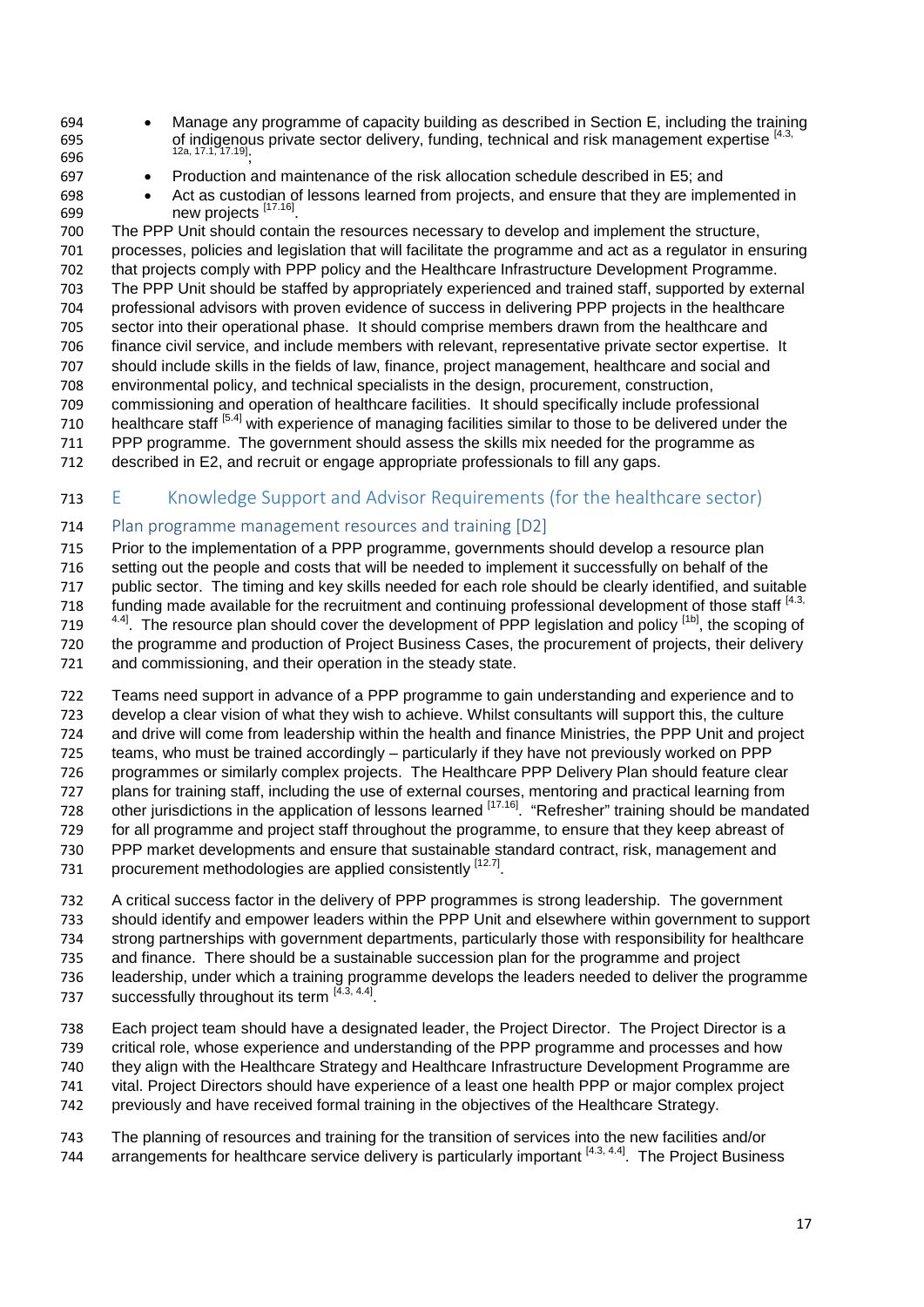- Manage any programme of capacity building as described in Section E, including the training of indigenous private sector delivery, funding, technical and risk management expertise [4.3, 12a, 17.1, 17.19];
- Production and maintenance of the risk allocation schedule described in E5; and
- Act as custodian of lessons learned from projects, and ensure that they are implemented in new projects [17.16].

The PPP Unit should contain the resources necessary to develop and implement the structure, processes, policies and legislation that will facilitate the programme and act as a regulator in ensuring that projects comply with PPP policy and the Healthcare Infrastructure Development Programme. The PPP Unit should be staffed by appropriately experienced and trained staff, supported by external professional advisors with proven evidence of success in delivering PPP projects in the healthcare sector into their operational phase. It should comprise members drawn from the healthcare and finance civil service, and include members with relevant, representative private sector expertise. It should include skills in the fields of law, finance, project management, healthcare and social and environmental policy, and technical specialists in the design, procurement, construction, commissioning and operation of healthcare facilities. It should specifically include professional healthcare staff [5.4] with experience of managing facilities similar to those to be delivered under the PPP programme. The government should assess the skills mix needed for the programme as described in E2, and recruit or engage appropriate professionals to fill any gaps.

# E Knowledge Support and Advisor Requirements (for the healthcare sector)

## Plan programme management resources and training [D2]

Prior to the implementation of a PPP programme, governments should develop a resource plan setting out the people and costs that will be needed to implement it successfully on behalf of the public sector. The timing and key skills needed for each role should be clearly identified, and suitable funding made available for the recruitment and continuing professional development of those staff [4.3, 4.4]. The resource plan should cover the development of PPP legislation and policy [1b], the scoping of the programme and production of Project Business Cases, the procurement of projects, their delivery and commissioning, and their operation in the steady state.

Teams need support in advance of a PPP programme to gain understanding and experience and to develop a clear vision of what they wish to achieve. Whilst consultants will support this, the culture and drive will come from leadership within the health and finance Ministries, the PPP Unit and project teams, who must be trained accordingly – particularly if they have not previously worked on PPP programmes or similarly complex projects. The Healthcare PPP Delivery Plan should feature clear plans for training staff, including the use of external courses, mentoring and practical learning from other jurisdictions in the application of lessons learned [17.16]. "Refresher" training should be mandated for all programme and project staff throughout the programme, to ensure that they keep abreast of PPP market developments and ensure that sustainable standard contract, risk, management and procurement methodologies are applied consistently [12.7].

A critical success factor in the delivery of PPP programmes is strong leadership. The government should identify and empower leaders within the PPP Unit and elsewhere within government to support strong partnerships with government departments, particularly those with responsibility for healthcare and finance. There should be a sustainable succession plan for the programme and project leadership, under which a training programme develops the leaders needed to deliver the programme successfully throughout its term [4.3, 4.4].

Each project team should have a designated leader, the Project Director. The Project Director is a critical role, whose experience and understanding of the PPP programme and processes and how they align with the Healthcare Strategy and Healthcare Infrastructure Development Programme are vital. Project Directors should have experience of a least one health PPP or major complex project previously and have received formal training in the objectives of the Healthcare Strategy.

The planning of resources and training for the transition of services into the new facilities and/or arrangements for healthcare service delivery is particularly important [4.3, 4.4]. The Project Business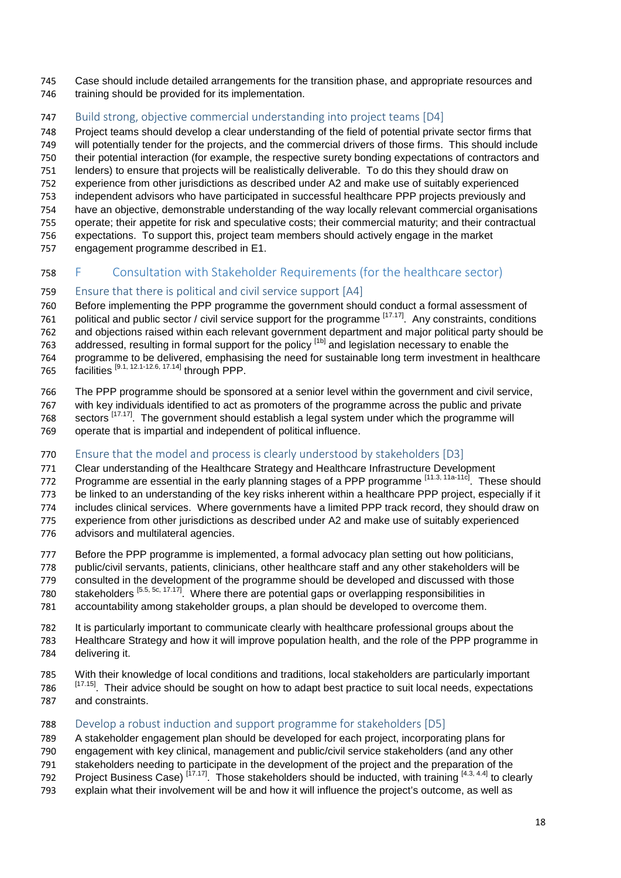Case should include detailed arrangements for the transition phase, and appropriate resources and training should be provided for its implementation.

### Build strong, objective commercial understanding into project teams [D4]

Project teams should develop a clear understanding of the field of potential private sector firms that will potentially tender for the projects, and the commercial drivers of those firms. This should include their potential interaction (for example, the respective surety bonding expectations of contractors and lenders) to ensure that projects will be realistically deliverable. To do this they should draw on experience from other jurisdictions as described under A2 and make use of suitably experienced independent advisors who have participated in successful healthcare PPP projects previously and have an objective, demonstrable understanding of the way locally relevant commercial organisations operate; their appetite for risk and speculative costs; their commercial maturity; and their contractual expectations. To support this, project team members should actively engage in the market engagement programme described in E1.

## F Consultation with Stakeholder Requirements (for the healthcare sector)

### Ensure that there is political and civil service support [A4]

Before implementing the PPP programme the government should conduct a formal assessment of political and public sector / civil service support for the programme [17.17]. Any constraints, conditions and objections raised within each relevant government department and major political party should be addressed, resulting in formal support for the policy [1b] and legislation necessary to enable the programme to be delivered, emphasising the need for sustainable long term investment in healthcare facilities [9.1, 12.1-12.6, 17.14] through PPP.

The PPP programme should be sponsored at a senior level within the government and civil service, with key individuals identified to act as promoters of the programme across the public and private sectors [17.17]. The government should establish a legal system under which the programme will operate that is impartial and independent of political influence.

### Ensure that the model and process is clearly understood by stakeholders [D3]

Clear understanding of the Healthcare Strategy and Healthcare Infrastructure Development Programme are essential in the early planning stages of a PPP programme [11.3, 11a-11c]. These should be linked to an understanding of the key risks inherent within a healthcare PPP project, especially if it includes clinical services. Where governments have a limited PPP track record, they should draw on experience from other jurisdictions as described under A2 and make use of suitably experienced advisors and multilateral agencies.

Before the PPP programme is implemented, a formal advocacy plan setting out how politicians, public/civil servants, patients, clinicians, other healthcare staff and any other stakeholders will be consulted in the development of the programme should be developed and discussed with those stakeholders [5.5, 5c, 17.17]. Where there are potential gaps or overlapping responsibilities in accountability among stakeholder groups, a plan should be developed to overcome them.

It is particularly important to communicate clearly with healthcare professional groups about the Healthcare Strategy and how it will improve population health, and the role of the PPP programme in delivering it.

With their knowledge of local conditions and traditions, local stakeholders are particularly important [17.15]. Their advice should be sought on how to adapt best practice to suit local needs, expectations and constraints.

### Develop a robust induction and support programme for stakeholders [D5]

A stakeholder engagement plan should be developed for each project, incorporating plans for engagement with key clinical, management and public/civil service stakeholders (and any other stakeholders needing to participate in the development of the project and the preparation of the Project Business Case) [17.17]. Those stakeholders should be inducted, with training [4.3, 4.4] to clearly explain what their involvement will be and how it will influence the project's outcome, as well as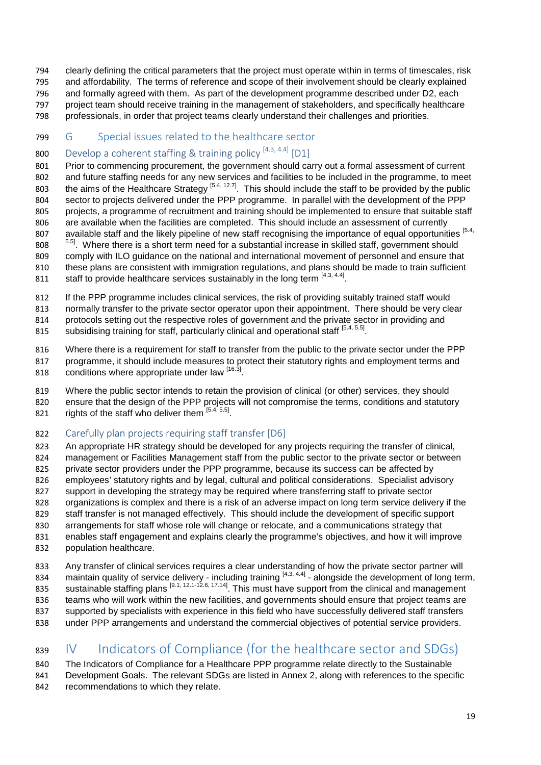clearly defining the critical parameters that the project must operate within in terms of timescales, risk and affordability. The terms of reference and scope of their involvement should be clearly explained and formally agreed with them. As part of the development programme described under D2, each project team should receive training in the management of stakeholders, and specifically healthcare professionals, in order that project teams clearly understand their challenges and priorities.

## G Special issues related to the healthcare sector

### Develop a coherent staffing & training policy [4.3, 4.4] [D1]

Prior to commencing procurement, the government should carry out a formal assessment of current and future staffing needs for any new services and facilities to be included in the programme, to meet the aims of the Healthcare Strategy [5.4, 12.7]. This should include the staff to be provided by the public sector to projects delivered under the PPP programme. In parallel with the development of the PPP projects, a programme of recruitment and training should be implemented to ensure that suitable staff are available when the facilities are completed. This should include an assessment of currently available staff and the likely pipeline of new staff recognising the importance of equal opportunities [5.4, 5.5]. Where there is a short term need for a substantial increase in skilled staff, government should comply with ILO guidance on the national and international movement of personnel and ensure that these plans are consistent with immigration regulations, and plans should be made to train sufficient staff to provide healthcare services sustainably in the long term [4.3, 4.4].

If the PPP programme includes clinical services, the risk of providing suitably trained staff would normally transfer to the private sector operator upon their appointment. There should be very clear protocols setting out the respective roles of government and the private sector in providing and subsidising training for staff, particularly clinical and operational staff [5.4, 5.5].

Where there is a requirement for staff to transfer from the public to the private sector under the PPP programme, it should include measures to protect their statutory rights and employment terms and conditions where appropriate under law [16.3].

Where the public sector intends to retain the provision of clinical (or other) services, they should ensure that the design of the PPP projects will not compromise the terms, conditions and statutory rights of the staff who deliver them [5.4, 5.5].

### Carefully plan projects requiring staff transfer [D6]

An appropriate HR strategy should be developed for any projects requiring the transfer of clinical, management or Facilities Management staff from the public sector to the private sector or between private sector providers under the PPP programme, because its success can be affected by employees' statutory rights and by legal, cultural and political considerations. Specialist advisory support in developing the strategy may be required where transferring staff to private sector organizations is complex and there is a risk of an adverse impact on long term service delivery if the staff transfer is not managed effectively. This should include the development of specific support arrangements for staff whose role will change or relocate, and a communications strategy that enables staff engagement and explains clearly the programme's objectives, and how it will improve population healthcare.

Any transfer of clinical services requires a clear understanding of how the private sector partner will maintain quality of service delivery - including training [4.3, 4.4] - alongside the development of long term, sustainable staffing plans [9.1, 12.1-12.6, 17.14]. This must have support from the clinical and management teams who will work within the new facilities, and governments should ensure that project teams are supported by specialists with experience in this field who have successfully delivered staff transfers under PPP arrangements and understand the commercial objectives of potential service providers.

# IV Indicators of Compliance (for the healthcare sector and SDGs)

The Indicators of Compliance for a Healthcare PPP programme relate directly to the Sustainable Development Goals. The relevant SDGs are listed in Annex 2, along with references to the specific recommendations to which they relate.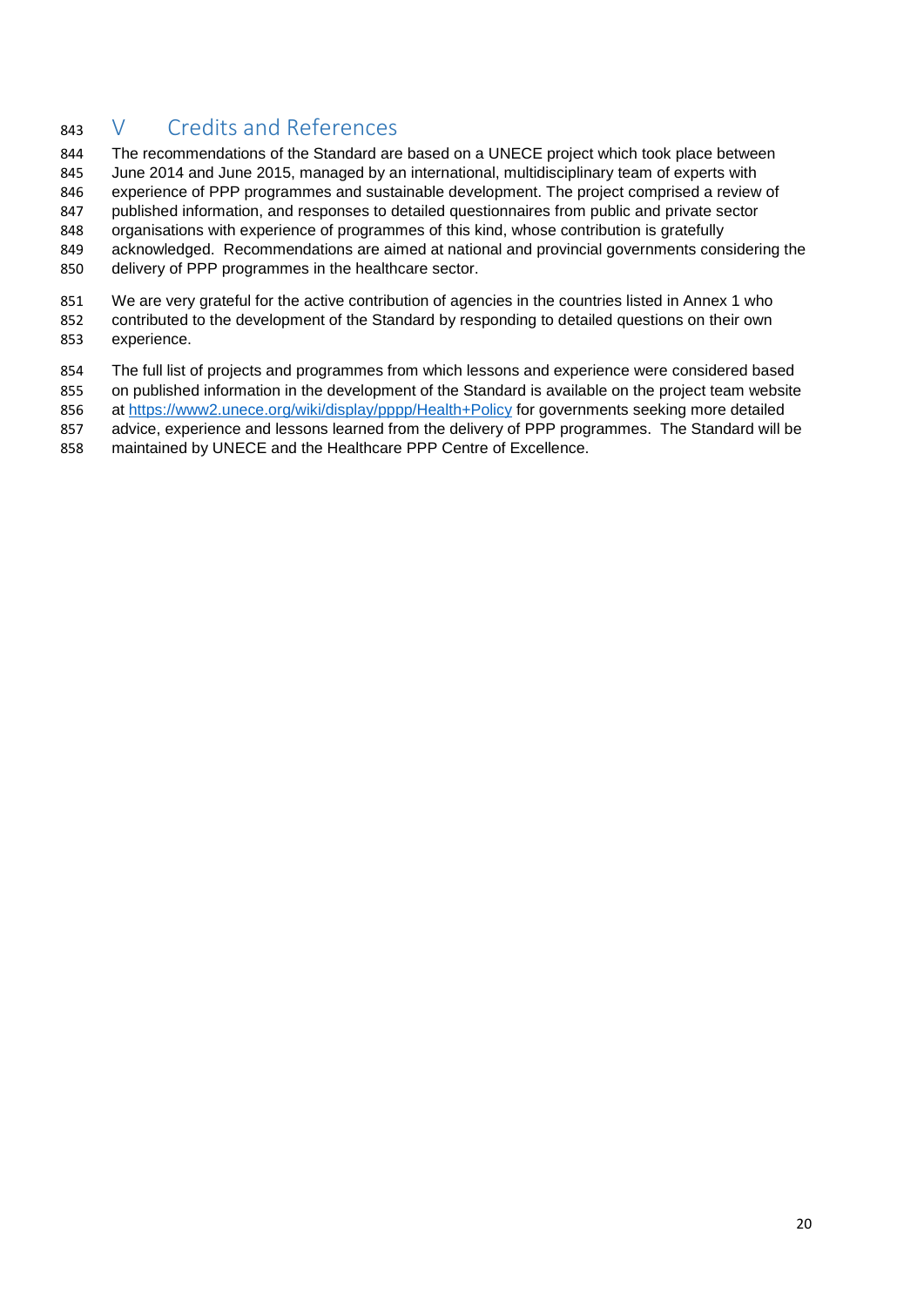# V Credits and References

The recommendations of the Standard are based on a UNECE project which took place between June 2014 and June 2015, managed by an international, multidisciplinary team of experts with experience of PPP programmes and sustainable development. The project comprised a review of published information, and responses to detailed questionnaires from public and private sector organisations with experience of programmes of this kind, whose contribution is gratefully acknowledged. Recommendations are aimed at national and provincial governments considering the delivery of PPP programmes in the healthcare sector.

We are very grateful for the active contribution of agencies in the countries listed in Annex 1 who contributed to the development of the Standard by responding to detailed questions on their own experience.

The full list of projects and programmes from which lessons and experience were considered based on published information in the development of the Standard is available on the project team website at https://www2.unece.org/wiki/display/pppp/Health+Policy for governments seeking more detailed advice, experience and lessons learned from the delivery of PPP programmes. The Standard will be maintained by UNECE and the Healthcare PPP Centre of Excellence.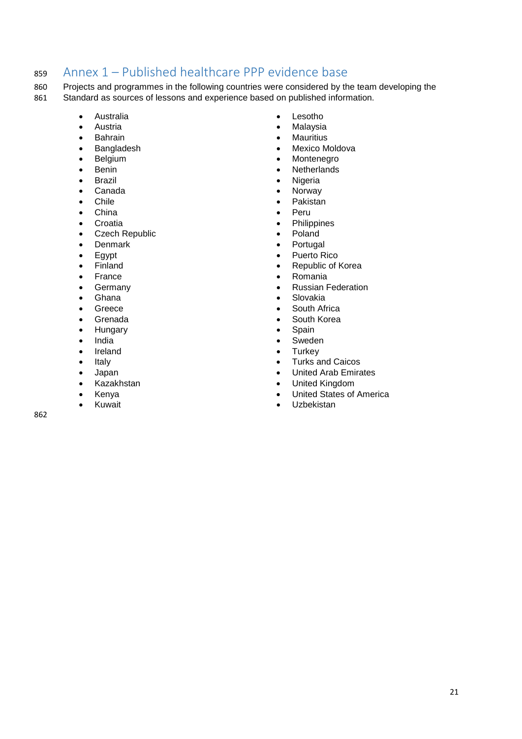## Annex 1 – Published healthcare PPP evidence base

Projects and programmes in the following countries were considered by the team developing the Standard as sources of lessons and experience based on published information.

- Australia
- Austria
- Bahrain
- Bangladesh
- Belgium
- Benin
- Brazil
- Canada
- Chile
- China
- Croatia
- Czech Republic
- Denmark
- Egypt
- Finland
- France
- Germany
- Ghana
- Greece
- Grenada
- Hungary
- India
- Ireland
- Italy
- Japan
- Kazakhstan
- Kenya
- Kuwait
- Lesotho
- Malaysia
- Mauritius
- Mexico Moldova
- Montenegro
- Netherlands
- Nigeria
- Norway
- Pakistan
- Peru
- Philippines
- Poland
- Portugal
- Puerto Rico
- Republic of Korea
- Romania
- Russian Federation
- Slovakia
- South Africa
- South Korea
- Spain
- Sweden
- Turkey
- Turks and Caicos
- United Arab Emirates
- United Kingdom
- United States of America
- Uzbekistan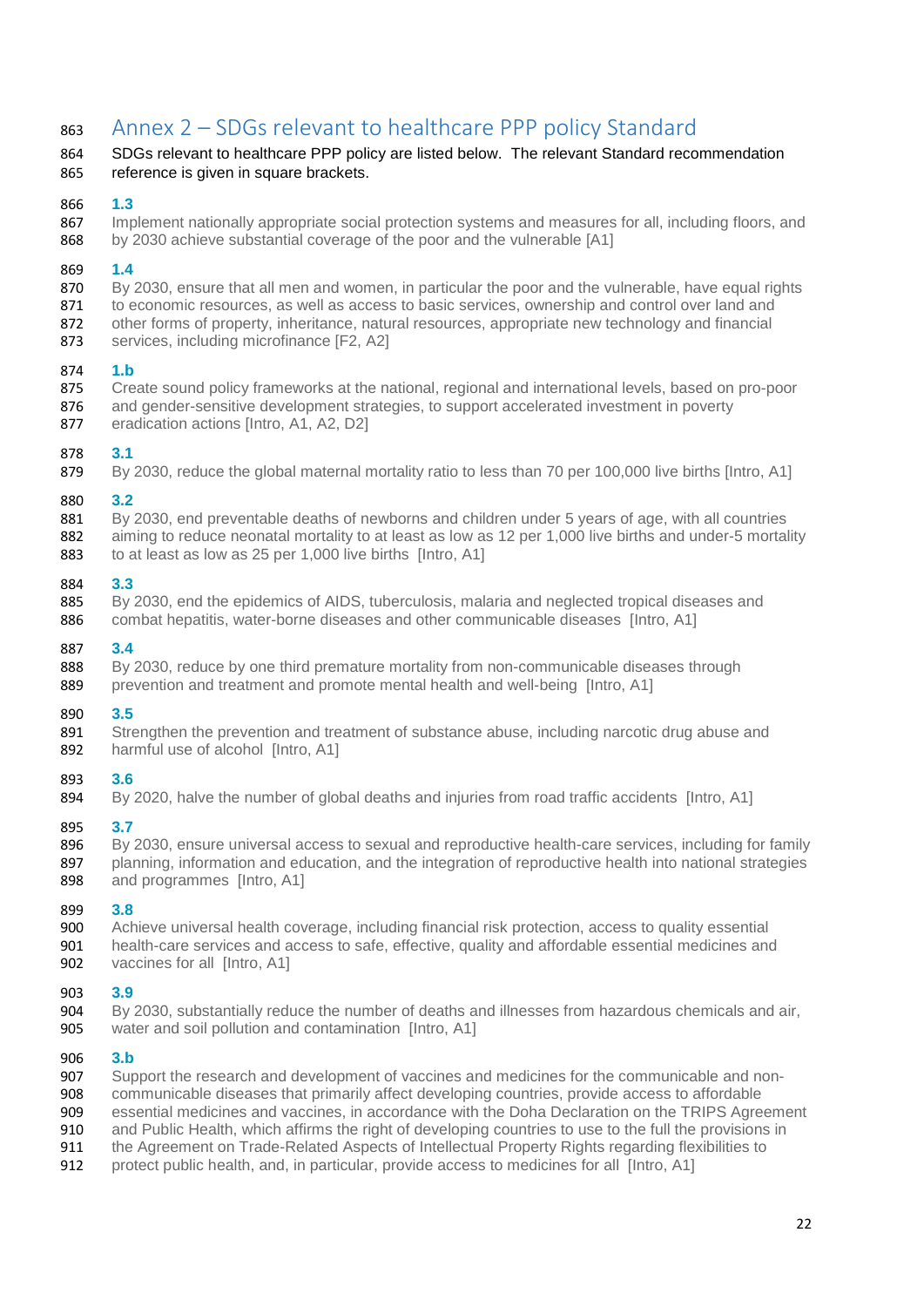# Annex 2 – SDGs relevant to healthcare PPP policy Standard

SDGs relevant to healthcare PPP policy are listed below. The relevant Standard recommendation reference is given in square brackets.

**1.3**

Implement nationally appropriate social protection systems and measures for all, including floors, and by 2030 achieve substantial coverage of the poor and the vulnerable [A1]

**1.4**

By 2030, ensure that all men and women, in particular the poor and the vulnerable, have equal rights to economic resources, as well as access to basic services, ownership and control over land and other forms of property, inheritance, natural resources, appropriate new technology and financial services, including microfinance [F2, A2]

**1.b**

Create sound policy frameworks at the national, regional and international levels, based on pro-poor and gender-sensitive development strategies, to support accelerated investment in poverty eradication actions [Intro, A1, A2, D2]

**3.1**

By 2030, reduce the global maternal mortality ratio to less than 70 per 100,000 live births [Intro, A1]

**3.2**

By 2030, end preventable deaths of newborns and children under 5 years of age, with all countries aiming to reduce neonatal mortality to at least as low as 12 per 1,000 live births and under-5 mortality to at least as low as 25 per 1,000 live births [Intro, A1]

**3.3**

By 2030, end the epidemics of AIDS, tuberculosis, malaria and neglected tropical diseases and combat hepatitis, water-borne diseases and other communicable diseases [Intro, A1]

**3.4**

By 2030, reduce by one third premature mortality from non-communicable diseases through prevention and treatment and promote mental health and well-being [Intro, A1]

**3.5**

Strengthen the prevention and treatment of substance abuse, including narcotic drug abuse and harmful use of alcohol [Intro, A1]

**3.6**

By 2020, halve the number of global deaths and injuries from road traffic accidents [Intro, A1]

**3.7**

By 2030, ensure universal access to sexual and reproductive health-care services, including for family planning, information and education, and the integration of reproductive health into national strategies and programmes [Intro, A1]

**3.8**

Achieve universal health coverage, including financial risk protection, access to quality essential health-care services and access to safe, effective, quality and affordable essential medicines and vaccines for all [Intro, A1]

**3.9**

By 2030, substantially reduce the number of deaths and illnesses from hazardous chemicals and air, water and soil pollution and contamination [Intro, A1]

**3.b**

Support the research and development of vaccines and medicines for the communicable and non-communicable diseases that primarily affect developing countries, provide access to affordable essential medicines and vaccines, in accordance with the Doha Declaration on the TRIPS Agreement and Public Health, which affirms the right of developing countries to use to the full the provisions in the Agreement on Trade-Related Aspects of Intellectual Property Rights regarding flexibilities to protect public health, and, in particular, provide access to medicines for all [Intro, A1]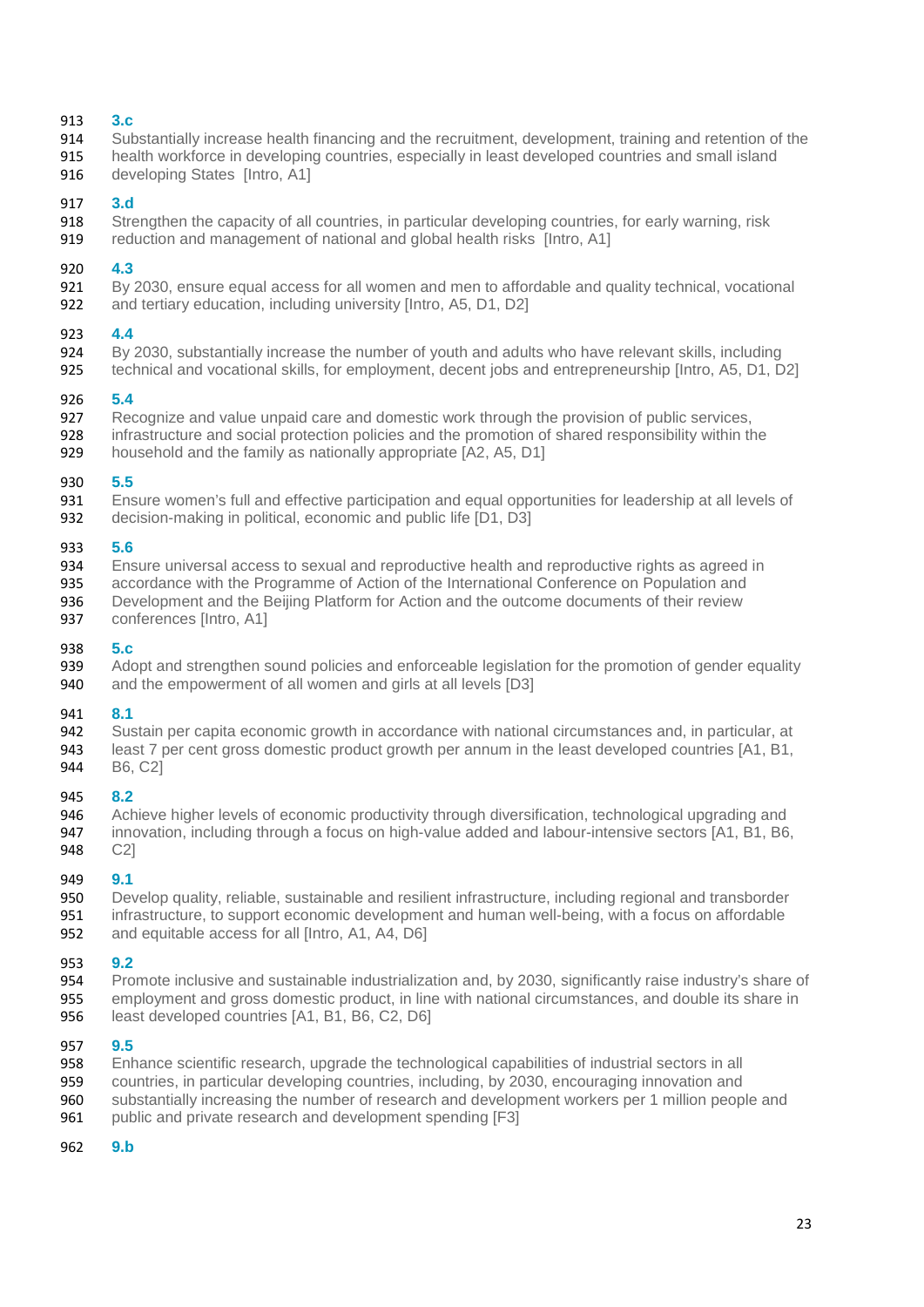**3.c**

Substantially increase health financing and the recruitment, development, training and retention of the health workforce in developing countries, especially in least developed countries and small island developing States [Intro, A1]

**3.d**

Strengthen the capacity of all countries, in particular developing countries, for early warning, risk reduction and management of national and global health risks [Intro, A1]

**4.3**

By 2030, ensure equal access for all women and men to affordable and quality technical, vocational and tertiary education, including university [Intro, A5, D1, D2]

**4.4**

By 2030, substantially increase the number of youth and adults who have relevant skills, including technical and vocational skills, for employment, decent jobs and entrepreneurship [Intro, A5, D1, D2]

**5.4**

Recognize and value unpaid care and domestic work through the provision of public services, infrastructure and social protection policies and the promotion of shared responsibility within the household and the family as nationally appropriate [A2, A5, D1]

**5.5**

Ensure women's full and effective participation and equal opportunities for leadership at all levels of decision-making in political, economic and public life [D1, D3]

**5.6**

Ensure universal access to sexual and reproductive health and reproductive rights as agreed in accordance with the Programme of Action of the International Conference on Population and Development and the Beijing Platform for Action and the outcome documents of their review conferences [Intro, A1]

**5.c**

Adopt and strengthen sound policies and enforceable legislation for the promotion of gender equality and the empowerment of all women and girls at all levels [D3]

**8.1**

Sustain per capita economic growth in accordance with national circumstances and, in particular, at least 7 per cent gross domestic product growth per annum in the least developed countries [A1, B1, B6, C2]

**8.2**

Achieve higher levels of economic productivity through diversification, technological upgrading and innovation, including through a focus on high-value added and labour-intensive sectors [A1, B1, B6, C2]

**9.1**

Develop quality, reliable, sustainable and resilient infrastructure, including regional and transborder infrastructure, to support economic development and human well-being, with a focus on affordable and equitable access for all [Intro, A1, A4, D6]

**9.2**

Promote inclusive and sustainable industrialization and, by 2030, significantly raise industry's share of employment and gross domestic product, in line with national circumstances, and double its share in least developed countries [A1, B1, B6, C2, D6]

**9.5**

Enhance scientific research, upgrade the technological capabilities of industrial sectors in all countries, in particular developing countries, including, by 2030, encouraging innovation and substantially increasing the number of research and development workers per 1 million people and public and private research and development spending [F3]

**9.b**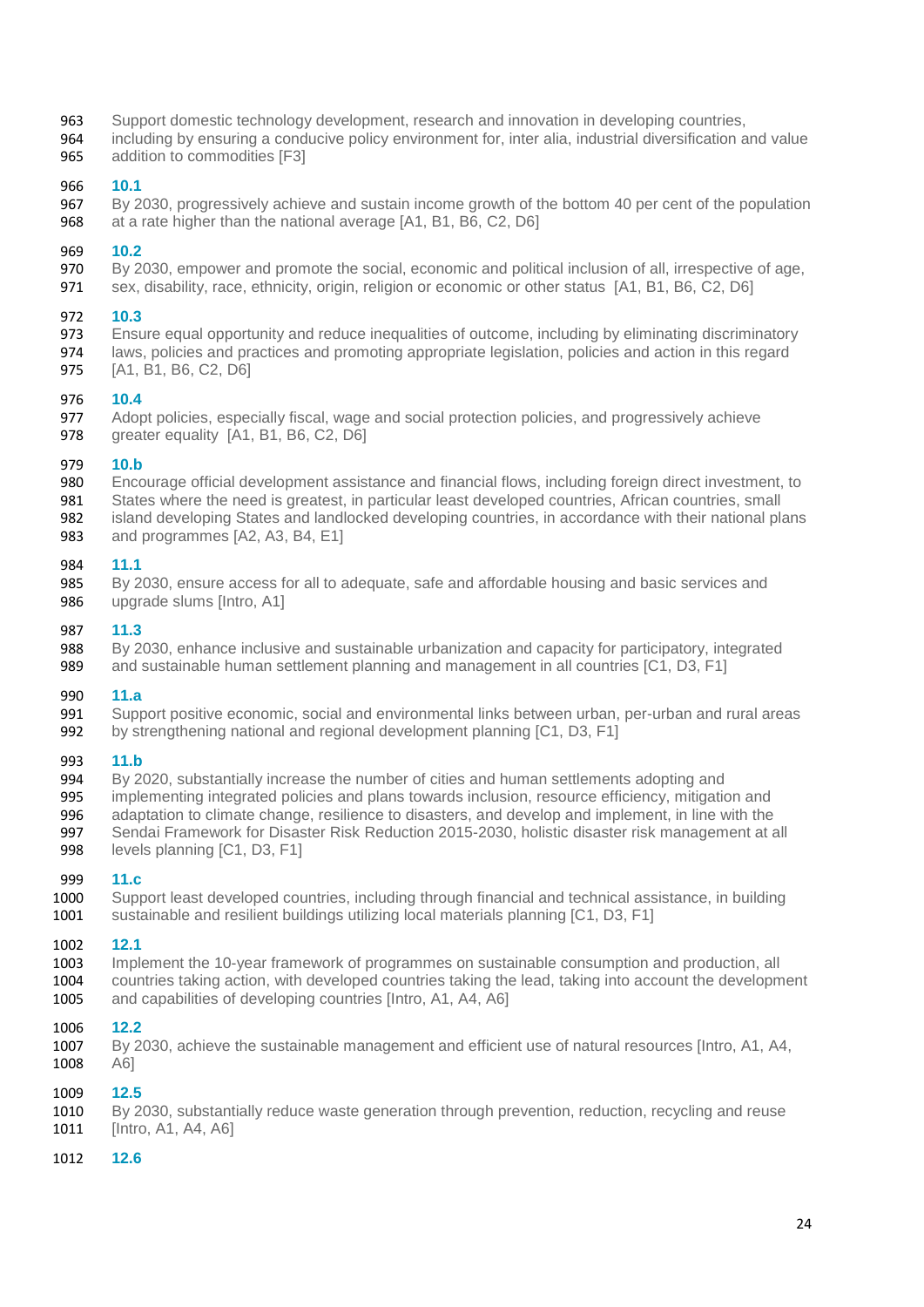Support domestic technology development, research and innovation in developing countries, including by ensuring a conducive policy environment for, inter alia, industrial diversification and value addition to commodities [F3]

**10.1**

By 2030, progressively achieve and sustain income growth of the bottom 40 per cent of the population at a rate higher than the national average [A1, B1, B6, C2, D6]

**10.2**

By 2030, empower and promote the social, economic and political inclusion of all, irrespective of age, sex, disability, race, ethnicity, origin, religion or economic or other status [A1, B1, B6, C2, D6]

**10.3**

Ensure equal opportunity and reduce inequalities of outcome, including by eliminating discriminatory laws, policies and practices and promoting appropriate legislation, policies and action in this regard [A1, B1, B6, C2, D6]

**10.4**

Adopt policies, especially fiscal, wage and social protection policies, and progressively achieve greater equality [A1, B1, B6, C2, D6]

**10.b**

Encourage official development assistance and financial flows, including foreign direct investment, to States where the need is greatest, in particular least developed countries, African countries, small island developing States and landlocked developing countries, in accordance with their national plans and programmes [A2, A3, B4, E1]

**11.1**

By 2030, ensure access for all to adequate, safe and affordable housing and basic services and upgrade slums [Intro, A1]

**11.3**

By 2030, enhance inclusive and sustainable urbanization and capacity for participatory, integrated and sustainable human settlement planning and management in all countries [C1, D3, F1]

**11.a**

Support positive economic, social and environmental links between urban, per-urban and rural areas by strengthening national and regional development planning [C1, D3, F1]

**11.b**

By 2020, substantially increase the number of cities and human settlements adopting and implementing integrated policies and plans towards inclusion, resource efficiency, mitigation and adaptation to climate change, resilience to disasters, and develop and implement, in line with the Sendai Framework for Disaster Risk Reduction 2015-2030, holistic disaster risk management at all levels planning [C1, D3, F1]

**11.c**

Support least developed countries, including through financial and technical assistance, in building sustainable and resilient buildings utilizing local materials planning [C1, D3, F1]

**12.1**

Implement the 10-year framework of programmes on sustainable consumption and production, all countries taking action, with developed countries taking the lead, taking into account the development and capabilities of developing countries [Intro, A1, A4, A6]

**12.2**

By 2030, achieve the sustainable management and efficient use of natural resources [Intro, A1, A4, A6]

**12.5**

By 2030, substantially reduce waste generation through prevention, reduction, recycling and reuse [Intro, A1, A4, A6]

**12.6**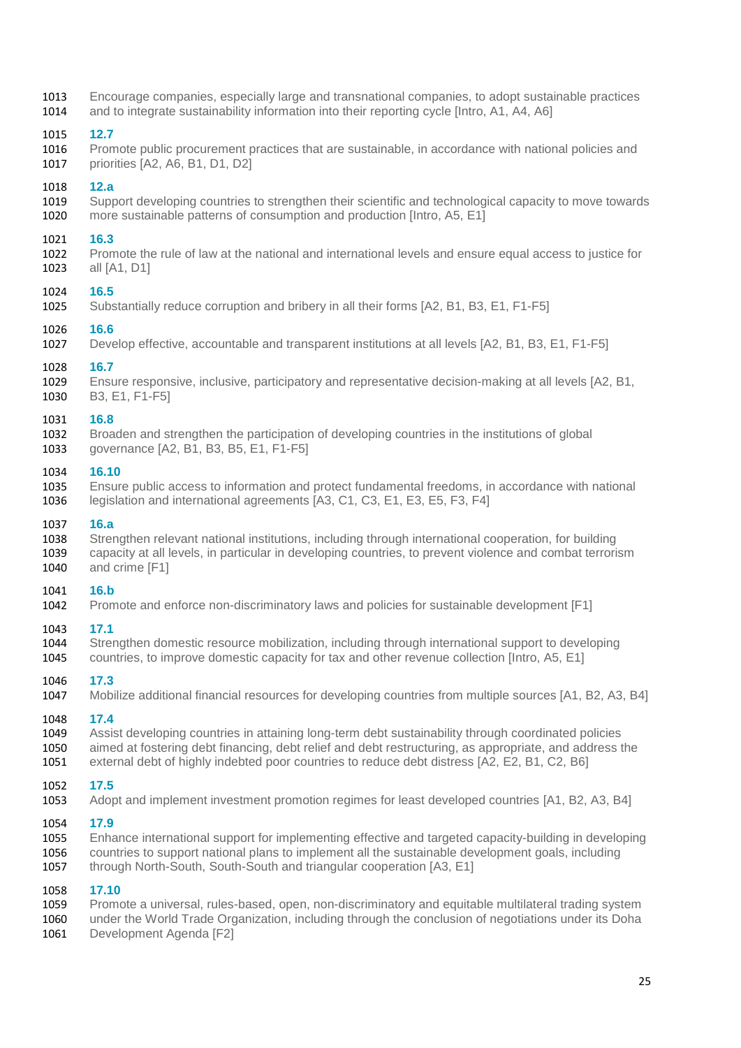Encourage companies, especially large and transnational companies, to adopt sustainable practices and to integrate sustainability information into their reporting cycle [Intro, A1, A4, A6]

**12.7**

Promote public procurement practices that are sustainable, in accordance with national policies and priorities [A2, A6, B1, D1, D2]

**12.a**

Support developing countries to strengthen their scientific and technological capacity to move towards more sustainable patterns of consumption and production [Intro, A5, E1]

**16.3**

Promote the rule of law at the national and international levels and ensure equal access to justice for all [A1, D1]

**16.5**

Substantially reduce corruption and bribery in all their forms [A2, B1, B3, E1, F1-F5]

**16.6**

Develop effective, accountable and transparent institutions at all levels [A2, B1, B3, E1, F1-F5]

**16.7**

Ensure responsive, inclusive, participatory and representative decision-making at all levels [A2, B1, B3, E1, F1-F5]

**16.8**

Broaden and strengthen the participation of developing countries in the institutions of global governance [A2, B1, B3, B5, E1, F1-F5]

**16.10**

Ensure public access to information and protect fundamental freedoms, in accordance with national legislation and international agreements [A3, C1, C3, E1, E3, E5, F3, F4]

**16.a**

Strengthen relevant national institutions, including through international cooperation, for building capacity at all levels, in particular in developing countries, to prevent violence and combat terrorism and crime [F1]

**16.b**

Promote and enforce non-discriminatory laws and policies for sustainable development [F1]

**17.1**

Strengthen domestic resource mobilization, including through international support to developing countries, to improve domestic capacity for tax and other revenue collection [Intro, A5, E1]

**17.3**

Mobilize additional financial resources for developing countries from multiple sources [A1, B2, A3, B4]

**17.4**

Assist developing countries in attaining long-term debt sustainability through coordinated policies aimed at fostering debt financing, debt relief and debt restructuring, as appropriate, and address the external debt of highly indebted poor countries to reduce debt distress [A2, E2, B1, C2, B6]

**17.5**

Adopt and implement investment promotion regimes for least developed countries [A1, B2, A3, B4]

**17.9**

Enhance international support for implementing effective and targeted capacity-building in developing countries to support national plans to implement all the sustainable development goals, including through North-South, South-South and triangular cooperation [A3, E1]

**17.10**

Promote a universal, rules-based, open, non-discriminatory and equitable multilateral trading system under the World Trade Organization, including through the conclusion of negotiations under its Doha Development Agenda [F2]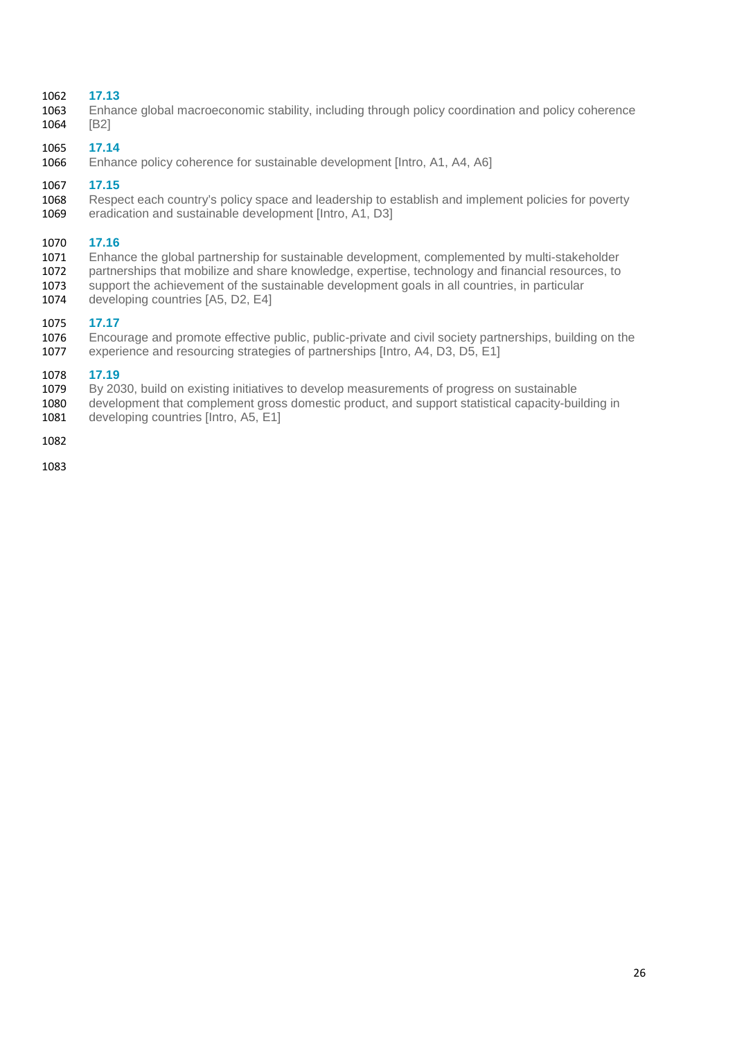**17.13**
Enhance global macroeconomic stability, including through policy coordination and policy coherence [B2]

**17.14**
Enhance policy coherence for sustainable development [Intro, A1, A4, A6]

**17.15**
Respect each country's policy space and leadership to establish and implement policies for poverty eradication and sustainable development [Intro, A1, D3]

**17.16**
Enhance the global partnership for sustainable development, complemented by multi-stakeholder partnerships that mobilize and share knowledge, expertise, technology and financial resources, to support the achievement of the sustainable development goals in all countries, in particular developing countries [A5, D2, E4]

**17.17**
Encourage and promote effective public, public-private and civil society partnerships, building on the experience and resourcing strategies of partnerships [Intro, A4, D3, D5, E1]

**17.19**
By 2030, build on existing initiatives to develop measurements of progress on sustainable development that complement gross domestic product, and support statistical capacity-building in developing countries [Intro, A5, E1]